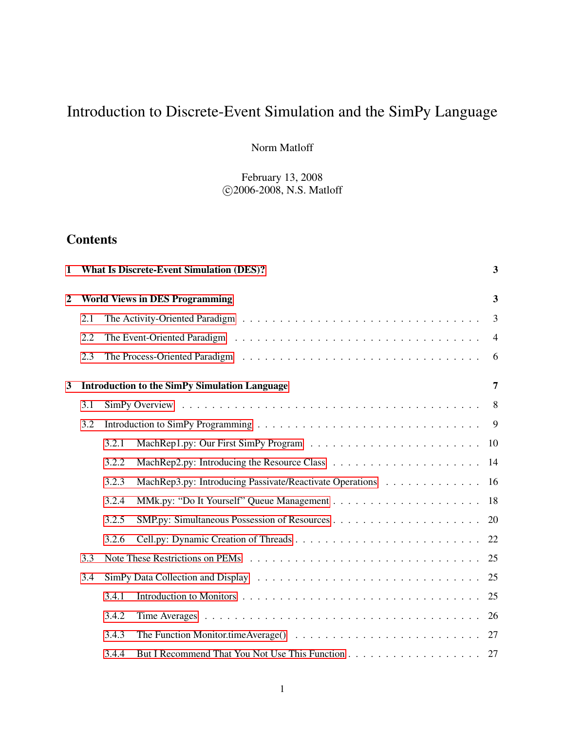# Introduction to Discrete-Event Simulation and the SimPy Language

Norm Matloff

February 13, 2008
©2006-2008, N.S. Matloff

## Contents

- **1 What Is Discrete-Event Simulation (DES)?** — 3
- **2 World Views in DES Programming** — 3
  - 2.1 The Activity-Oriented Paradigm — 3
  - 2.2 The Event-Oriented Paradigm — 4
  - 2.3 The Process-Oriented Paradigm — 6
- **3 Introduction to the SimPy Simulation Language** — 7
  - 3.1 SimPy Overview — 8
  - 3.2 Introduction to SimPy Programming — 9
    - 3.2.1 MachRep1.py: Our First SimPy Program — 10
    - 3.2.2 MachRep2.py: Introducing the Resource Class — 14
    - 3.2.3 MachRep3.py: Introducing Passivate/Reactivate Operations — 16
    - 3.2.4 MMk.py: "Do It Yourself" Queue Management — 18
    - 3.2.5 SMP.py: Simultaneous Possession of Resources — 20
    - 3.2.6 Cell.py: Dynamic Creation of Threads — 22
  - 3.3 Note These Restrictions on PEMs — 25
  - 3.4 SimPy Data Collection and Display — 25
    - 3.4.1 Introduction to Monitors — 25
    - 3.4.2 Time Averages — 26
    - 3.4.3 The Function Monitor.timeAverage() — 27
    - 3.4.4 But I Recommend That You Not Use This Function — 27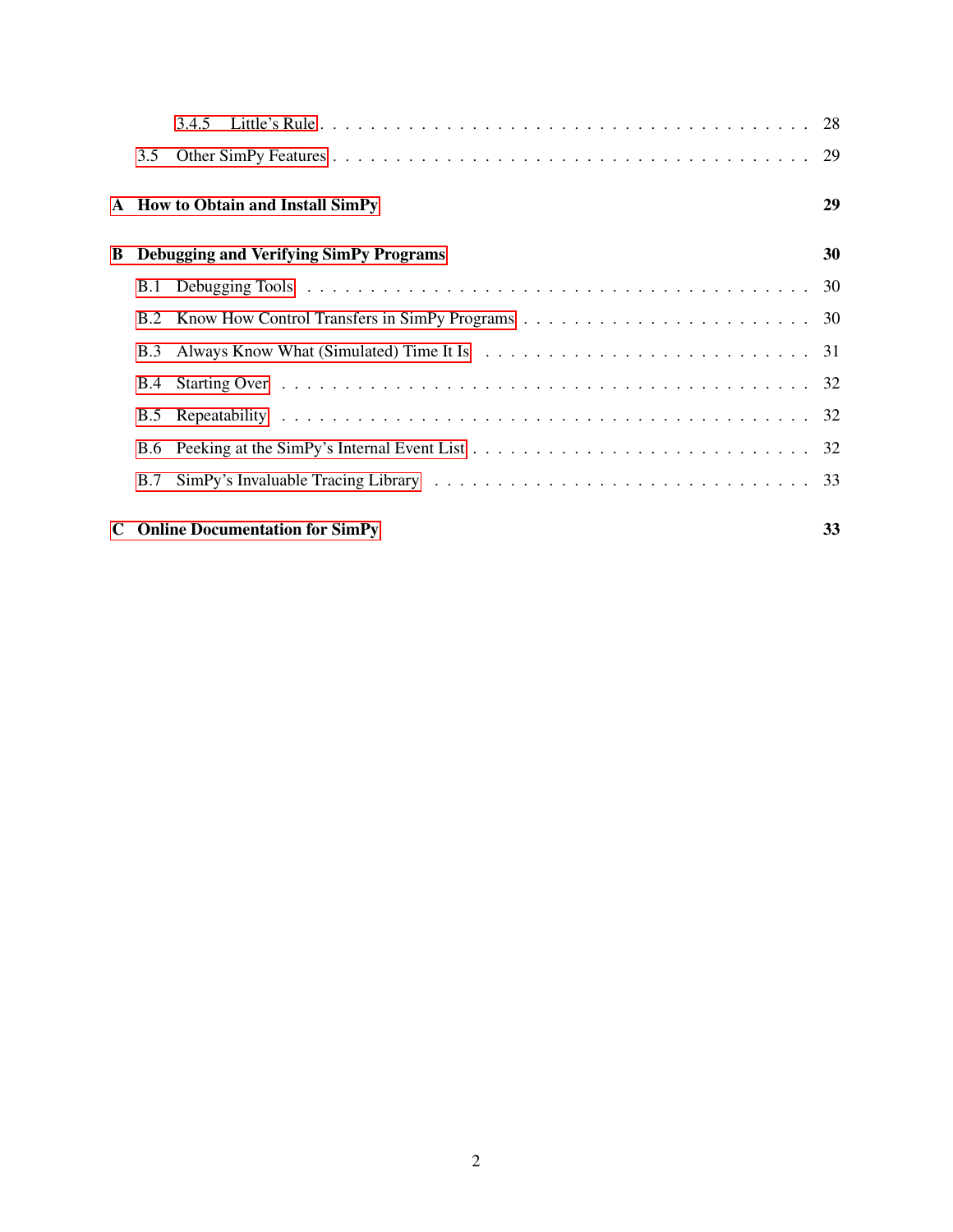- 3.4.5 Little's Rule . . . 28
- 3.5 Other SimPy Features . . . 29

**A How to Obtain and Install SimPy** **29**

**B Debugging and Verifying SimPy Programs** **30**

- B.1 Debugging Tools . . . 30
- B.2 Know How Control Transfers in SimPy Programs . . . 30
- B.3 Always Know What (Simulated) Time It Is . . . 31
- B.4 Starting Over . . . 32
- B.5 Repeatability . . . 32
- B.6 Peeking at the SimPy's Internal Event List . . . 32
- B.7 SimPy's Invaluable Tracing Library . . . 33

**C Online Documentation for SimPy** **33**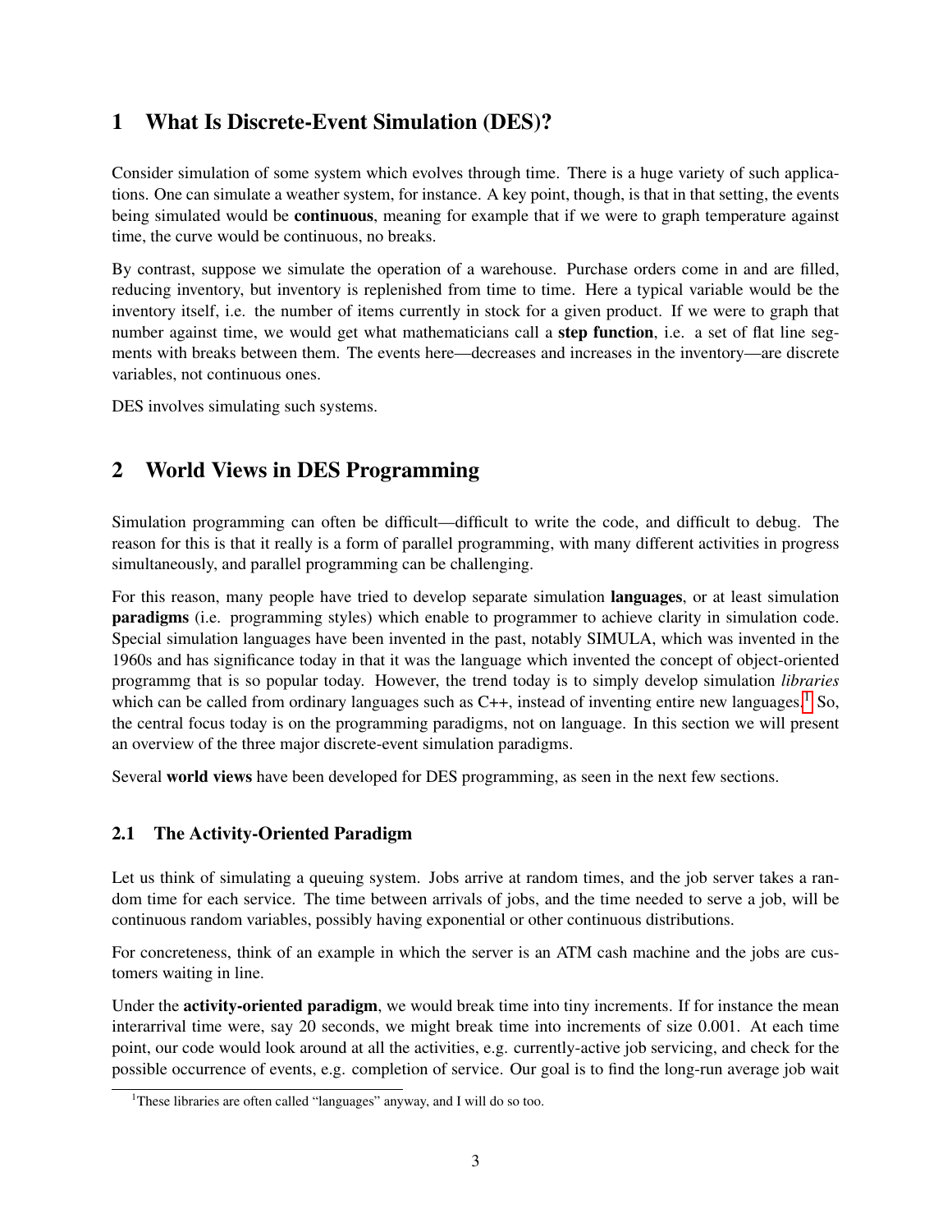# 1 What Is Discrete-Event Simulation (DES)?

Consider simulation of some system which evolves through time. There is a huge variety of such applications. One can simulate a weather system, for instance. A key point, though, is that in that setting, the events being simulated would be **continuous**, meaning for example that if we were to graph temperature against time, the curve would be continuous, no breaks.

By contrast, suppose we simulate the operation of a warehouse. Purchase orders come in and are filled, reducing inventory, but inventory is replenished from time to time. Here a typical variable would be the inventory itself, i.e. the number of items currently in stock for a given product. If we were to graph that number against time, we would get what mathematicians call a **step function**, i.e. a set of flat line segments with breaks between them. The events here—decreases and increases in the inventory—are discrete variables, not continuous ones.

DES involves simulating such systems.

# 2 World Views in DES Programming

Simulation programming can often be difficult—difficult to write the code, and difficult to debug. The reason for this is that it really is a form of parallel programming, with many different activities in progress simultaneously, and parallel programming can be challenging.

For this reason, many people have tried to develop separate simulation **languages**, or at least simulation **paradigms** (i.e. programming styles) which enable to programmer to achieve clarity in simulation code. Special simulation languages have been invented in the past, notably SIMULA, which was invented in the 1960s and has significance today in that it was the language which invented the concept of object-oriented programmg that is so popular today. However, the trend today is to simply develop simulation *libraries* which can be called from ordinary languages such as C++, instead of inventing entire new languages.[1] So, the central focus today is on the programming paradigms, not on language. In this section we will present an overview of the three major discrete-event simulation paradigms.

Several **world views** have been developed for DES programming, as seen in the next few sections.

## 2.1 The Activity-Oriented Paradigm

Let us think of simulating a queuing system. Jobs arrive at random times, and the job server takes a random time for each service. The time between arrivals of jobs, and the time needed to serve a job, will be continuous random variables, possibly having exponential or other continuous distributions.

For concreteness, think of an example in which the server is an ATM cash machine and the jobs are customers waiting in line.

Under the **activity-oriented paradigm**, we would break time into tiny increments. If for instance the mean interarrival time were, say 20 seconds, we might break time into increments of size 0.001. At each time point, our code would look around at all the activities, e.g. currently-active job servicing, and check for the possible occurrence of events, e.g. completion of service. Our goal is to find the long-run average job wait

[1] These libraries are often called "languages" anyway, and I will do so too.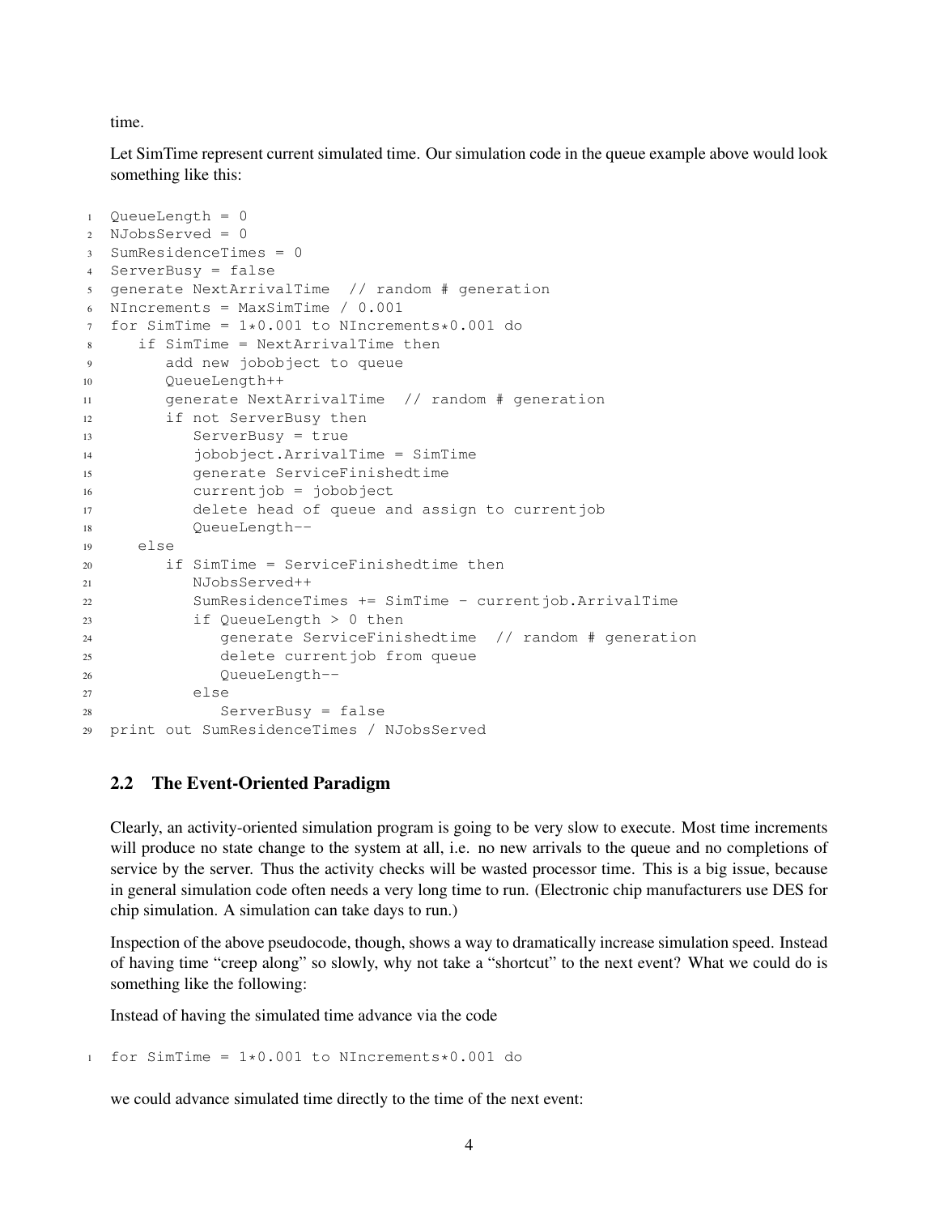time.

Let SimTime represent current simulated time. Our simulation code in the queue example above would look something like this:

```
QueueLength = 0
NJobsServed = 0
SumResidenceTimes = 0
ServerBusy = false
generate NextArrivalTime  // random # generation
NIncrements = MaxSimTime / 0.001
for SimTime = 1*0.001 to NIncrements*0.001 do
   if SimTime = NextArrivalTime then
      add new jobobject to queue
      QueueLength++
      generate NextArrivalTime  // random # generation
      if not ServerBusy then
         ServerBusy = true
         jobobject.ArrivalTime = SimTime
         generate ServiceFinishedtime
         currentjob = jobobject
         delete head of queue and assign to currentjob
         QueueLength--
   else
      if SimTime = ServiceFinishedtime then
         NJobsServed++
         SumResidenceTimes += SimTime - currentjob.ArrivalTime
         if QueueLength > 0 then
            generate ServiceFinishedtime  // random # generation
            delete currentjob from queue
            QueueLength--
         else
            ServerBusy = false
print out SumResidenceTimes / NJobsServed
```

### 2.2 The Event-Oriented Paradigm

Clearly, an activity-oriented simulation program is going to be very slow to execute. Most time increments will produce no state change to the system at all, i.e. no new arrivals to the queue and no completions of service by the server. Thus the activity checks will be wasted processor time. This is a big issue, because in general simulation code often needs a very long time to run. (Electronic chip manufacturers use DES for chip simulation. A simulation can take days to run.)

Inspection of the above pseudocode, though, shows a way to dramatically increase simulation speed. Instead of having time "creep along" so slowly, why not take a "shortcut" to the next event? What we could do is something like the following:

Instead of having the simulated time advance via the code

```
for SimTime = 1*0.001 to NIncrements*0.001 do
```

we could advance simulated time directly to the time of the next event: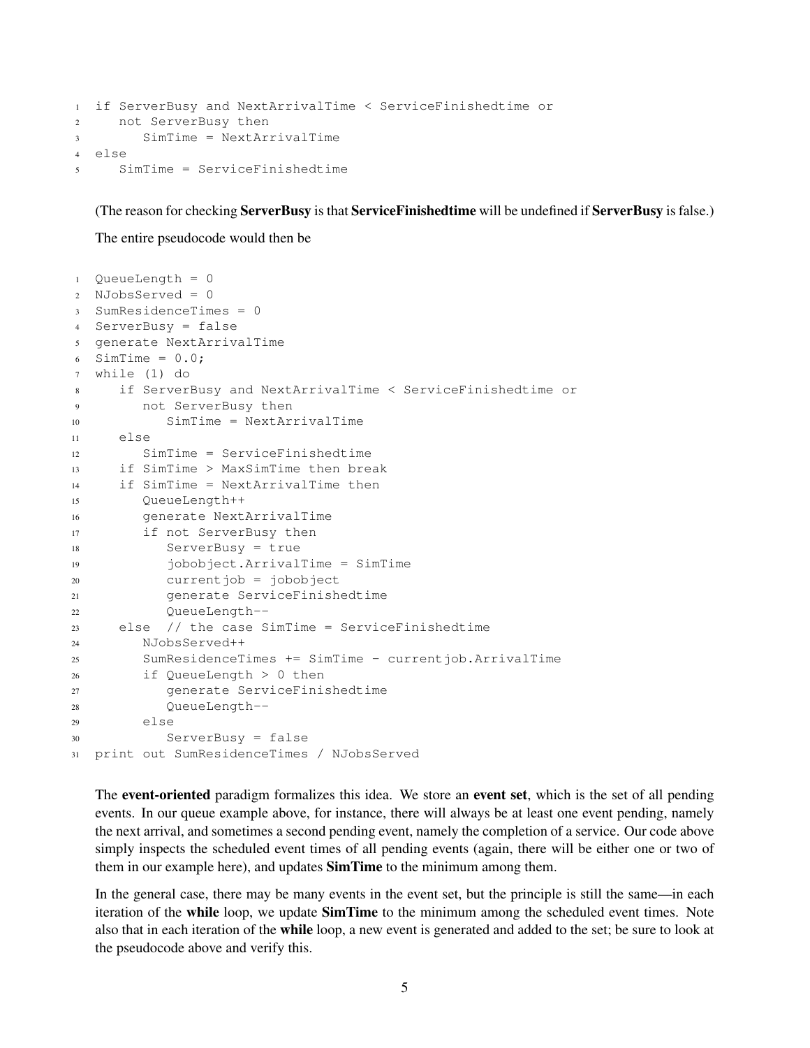```
if ServerBusy and NextArrivalTime < ServiceFinishedtime or
   not ServerBusy then
      SimTime = NextArrivalTime
else
   SimTime = ServiceFinishedtime
```

(The reason for checking **ServerBusy** is that **ServiceFinishedtime** will be undefined if **ServerBusy** is false.)

The entire pseudocode would then be

```
QueueLength = 0
NJobsServed = 0
SumResidenceTimes = 0
ServerBusy = false
generate NextArrivalTime
SimTime = 0.0;
while (1) do
   if ServerBusy and NextArrivalTime < ServiceFinishedtime or
      not ServerBusy then
         SimTime = NextArrivalTime
   else
      SimTime = ServiceFinishedtime
   if SimTime > MaxSimTime then break
   if SimTime = NextArrivalTime then
      QueueLength++
      generate NextArrivalTime
      if not ServerBusy then
         ServerBusy = true
         jobobject.ArrivalTime = SimTime
         currentjob = jobobject
         generate ServiceFinishedtime
         QueueLength--
   else  // the case SimTime = ServiceFinishedtime
      NJobsServed++
      SumResidenceTimes += SimTime - currentjob.ArrivalTime
      if QueueLength > 0 then
         generate ServiceFinishedtime
         QueueLength--
      else
         ServerBusy = false
print out SumResidenceTimes / NJobsServed
```

The **event-oriented** paradigm formalizes this idea. We store an **event set**, which is the set of all pending events. In our queue example above, for instance, there will always be at least one event pending, namely the next arrival, and sometimes a second pending event, namely the completion of a service. Our code above simply inspects the scheduled event times of all pending events (again, there will be either one or two of them in our example here), and updates **SimTime** to the minimum among them.

In the general case, there may be many events in the event set, but the principle is still the same—in each iteration of the **while** loop, we update **SimTime** to the minimum among the scheduled event times. Note also that in each iteration of the **while** loop, a new event is generated and added to the set; be sure to look at the pseudocode above and verify this.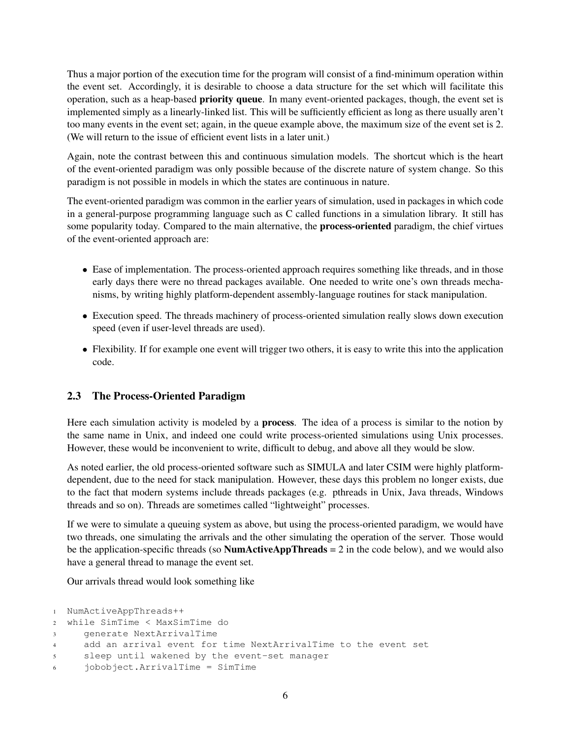Thus a major portion of the execution time for the program will consist of a find-minimum operation within the event set. Accordingly, it is desirable to choose a data structure for the set which will facilitate this operation, such as a heap-based **priority queue**. In many event-oriented packages, though, the event set is implemented simply as a linearly-linked list. This will be sufficiently efficient as long as there usually aren't too many events in the event set; again, in the queue example above, the maximum size of the event set is 2. (We will return to the issue of efficient event lists in a later unit.)

Again, note the contrast between this and continuous simulation models. The shortcut which is the heart of the event-oriented paradigm was only possible because of the discrete nature of system change. So this paradigm is not possible in models in which the states are continuous in nature.

The event-oriented paradigm was common in the earlier years of simulation, used in packages in which code in a general-purpose programming language such as C called functions in a simulation library. It still has some popularity today. Compared to the main alternative, the **process-oriented** paradigm, the chief virtues of the event-oriented approach are:

- Ease of implementation. The process-oriented approach requires something like threads, and in those early days there were no thread packages available. One needed to write one's own threads mechanisms, by writing highly platform-dependent assembly-language routines for stack manipulation.
- Execution speed. The threads machinery of process-oriented simulation really slows down execution speed (even if user-level threads are used).
- Flexibility. If for example one event will trigger two others, it is easy to write this into the application code.

## 2.3 The Process-Oriented Paradigm

Here each simulation activity is modeled by a **process**. The idea of a process is similar to the notion by the same name in Unix, and indeed one could write process-oriented simulations using Unix processes. However, these would be inconvenient to write, difficult to debug, and above all they would be slow.

As noted earlier, the old process-oriented software such as SIMULA and later CSIM were highly platform-dependent, due to the need for stack manipulation. However, these days this problem no longer exists, due to the fact that modern systems include threads packages (e.g. pthreads in Unix, Java threads, Windows threads and so on). Threads are sometimes called "lightweight" processes.

If we were to simulate a queuing system as above, but using the process-oriented paradigm, we would have two threads, one simulating the arrivals and the other simulating the operation of the server. Those would be the application-specific threads (so **NumActiveAppThreads** = 2 in the code below), and we would also have a general thread to manage the event set.

Our arrivals thread would look something like

```
1 NumActiveAppThreads++
2 while SimTime < MaxSimTime do
3    generate NextArrivalTime
4    add an arrival event for time NextArrivalTime to the event set
5    sleep until wakened by the event-set manager
6    jobobject.ArrivalTime = SimTime
```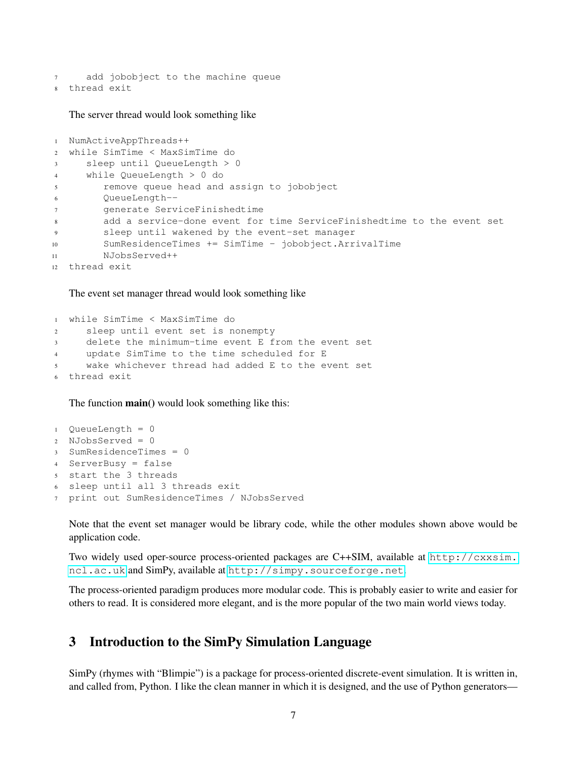```
7    add jobobject to the machine queue
8  thread exit
```

The server thread would look something like

```
1  NumActiveAppThreads++
2  while SimTime < MaxSimTime do
3     sleep until QueueLength > 0
4     while QueueLength > 0 do
5        remove queue head and assign to jobobject
6        QueueLength--
7        generate ServiceFinishedtime
8        add a service-done event for time ServiceFinishedtime to the event set
9        sleep until wakened by the event-set manager
10       SumResidenceTimes += SimTime - jobobject.ArrivalTime
11       NJobsServed++
12 thread exit
```

The event set manager thread would look something like

```
1  while SimTime < MaxSimTime do
2     sleep until event set is nonempty
3     delete the minimum-time event E from the event set
4     update SimTime to the time scheduled for E
5     wake whichever thread had added E to the event set
6  thread exit
```

The function **main()** would look something like this:

```
1  QueueLength = 0
2  NJobsServed = 0
3  SumResidenceTimes = 0
4  ServerBusy = false
5  start the 3 threads
6  sleep until all 3 threads exit
7  print out SumResidenceTimes / NJobsServed
```

Note that the event set manager would be library code, while the other modules shown above would be application code.

Two widely used oper-source process-oriented packages are C++SIM, available at http://cxxsim.ncl.ac.uk and SimPy, available at http://simpy.sourceforge.net.

The process-oriented paradigm produces more modular code. This is probably easier to write and easier for others to read. It is considered more elegant, and is the more popular of the two main world views today.

# 3 Introduction to the SimPy Simulation Language

SimPy (rhymes with "Blimpie") is a package for process-oriented discrete-event simulation. It is written in, and called from, Python. I like the clean manner in which it is designed, and the use of Python generators—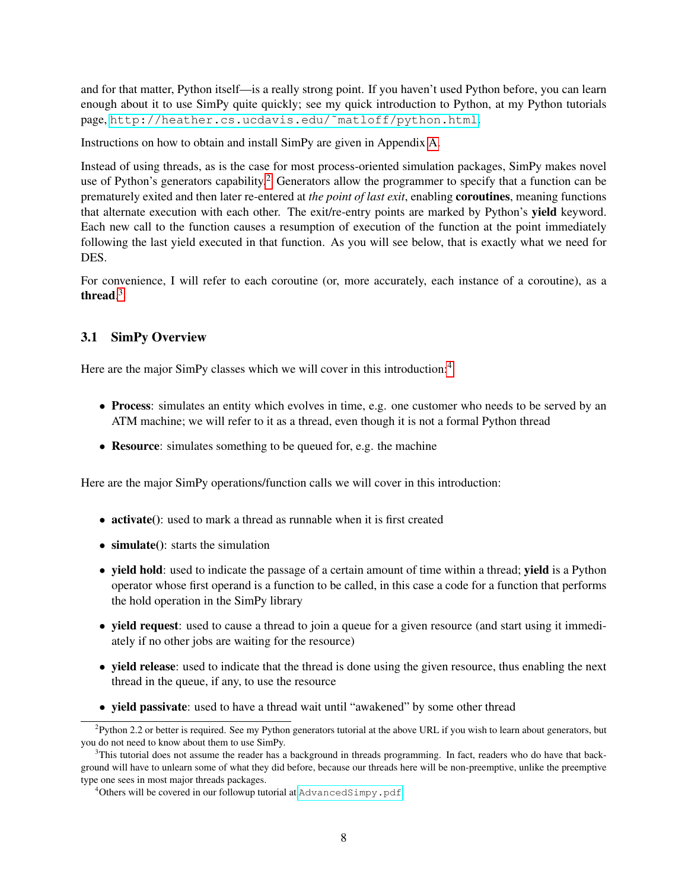and for that matter, Python itself—is a really strong point. If you haven't used Python before, you can learn enough about it to use SimPy quite quickly; see my quick introduction to Python, at my Python tutorials page, `http://heather.cs.ucdavis.edu/~matloff/python.html`.

Instructions on how to obtain and install SimPy are given in Appendix A.

Instead of using threads, as is the case for most process-oriented simulation packages, SimPy makes novel use of Python's generators capability.[2] Generators allow the programmer to specify that a function can be prematurely exited and then later re-entered at *the point of last exit*, enabling **coroutines**, meaning functions that alternate execution with each other. The exit/re-entry points are marked by Python's **yield** keyword. Each new call to the function causes a resumption of execution of the function at the point immediately following the last yield executed in that function. As you will see below, that is exactly what we need for DES.

For convenience, I will refer to each coroutine (or, more accurately, each instance of a coroutine), as a **thread**.[3]

## 3.1 SimPy Overview

Here are the major SimPy classes which we will cover in this introduction:[4]

- **Process**: simulates an entity which evolves in time, e.g. one customer who needs to be served by an ATM machine; we will refer to it as a thread, even though it is not a formal Python thread
- **Resource**: simulates something to be queued for, e.g. the machine

Here are the major SimPy operations/function calls we will cover in this introduction:

- **activate()**: used to mark a thread as runnable when it is first created
- **simulate()**: starts the simulation
- **yield hold**: used to indicate the passage of a certain amount of time within a thread; **yield** is a Python operator whose first operand is a function to be called, in this case a code for a function that performs the hold operation in the SimPy library
- **yield request**: used to cause a thread to join a queue for a given resource (and start using it immediately if no other jobs are waiting for the resource)
- **yield release**: used to indicate that the thread is done using the given resource, thus enabling the next thread in the queue, if any, to use the resource
- **yield passivate**: used to have a thread wait until "awakened" by some other thread

---

[2] Python 2.2 or better is required. See my Python generators tutorial at the above URL if you wish to learn about generators, but you do not need to know about them to use SimPy.

[3] This tutorial does not assume the reader has a background in threads programming. In fact, readers who do have that background will have to unlearn some of what they did before, because our threads here will be non-preemptive, unlike the preemptive type one sees in most major threads packages.

[4] Others will be covered in our followup tutorial at `AdvancedSimpy.pdf`.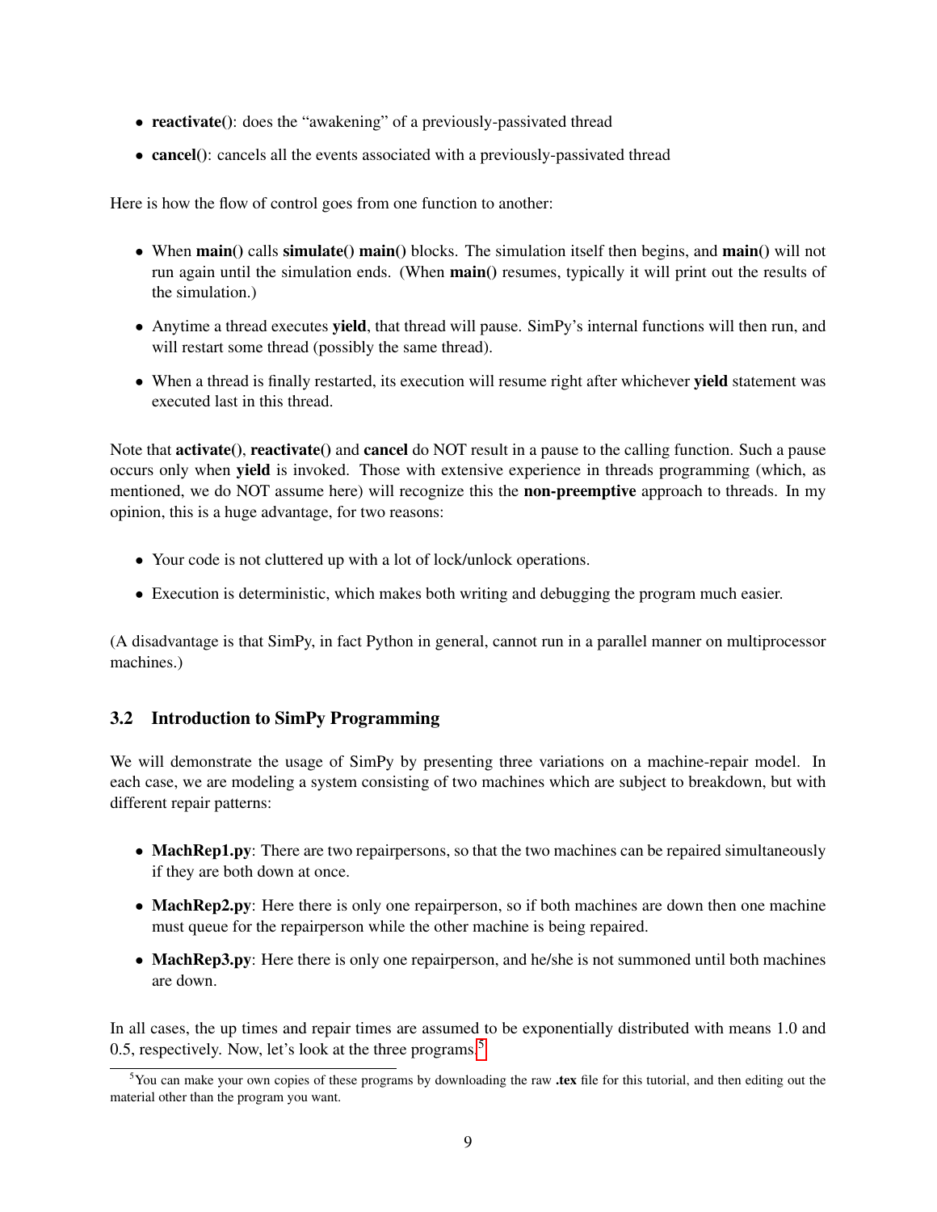- **reactivate()**: does the "awakening" of a previously-passivated thread
- **cancel()**: cancels all the events associated with a previously-passivated thread

Here is how the flow of control goes from one function to another:

- When **main()** calls **simulate()** **main()** blocks. The simulation itself then begins, and **main()** will not run again until the simulation ends. (When **main()** resumes, typically it will print out the results of the simulation.)
- Anytime a thread executes **yield**, that thread will pause. SimPy's internal functions will then run, and will restart some thread (possibly the same thread).
- When a thread is finally restarted, its execution will resume right after whichever **yield** statement was executed last in this thread.

Note that **activate()**, **reactivate()** and **cancel** do NOT result in a pause to the calling function. Such a pause occurs only when **yield** is invoked. Those with extensive experience in threads programming (which, as mentioned, we do NOT assume here) will recognize this the **non-preemptive** approach to threads. In my opinion, this is a huge advantage, for two reasons:

- Your code is not cluttered up with a lot of lock/unlock operations.
- Execution is deterministic, which makes both writing and debugging the program much easier.

(A disadvantage is that SimPy, in fact Python in general, cannot run in a parallel manner on multiprocessor machines.)

### 3.2 Introduction to SimPy Programming

We will demonstrate the usage of SimPy by presenting three variations on a machine-repair model. In each case, we are modeling a system consisting of two machines which are subject to breakdown, but with different repair patterns:

- **MachRep1.py**: There are two repairpersons, so that the two machines can be repaired simultaneously if they are both down at once.
- **MachRep2.py**: Here there is only one repairperson, so if both machines are down then one machine must queue for the repairperson while the other machine is being repaired.
- **MachRep3.py**: Here there is only one repairperson, and he/she is not summoned until both machines are down.

In all cases, the up times and repair times are assumed to be exponentially distributed with means 1.0 and 0.5, respectively. Now, let's look at the three programs.[5]

[5] You can make your own copies of these programs by downloading the raw **.tex** file for this tutorial, and then editing out the material other than the program you want.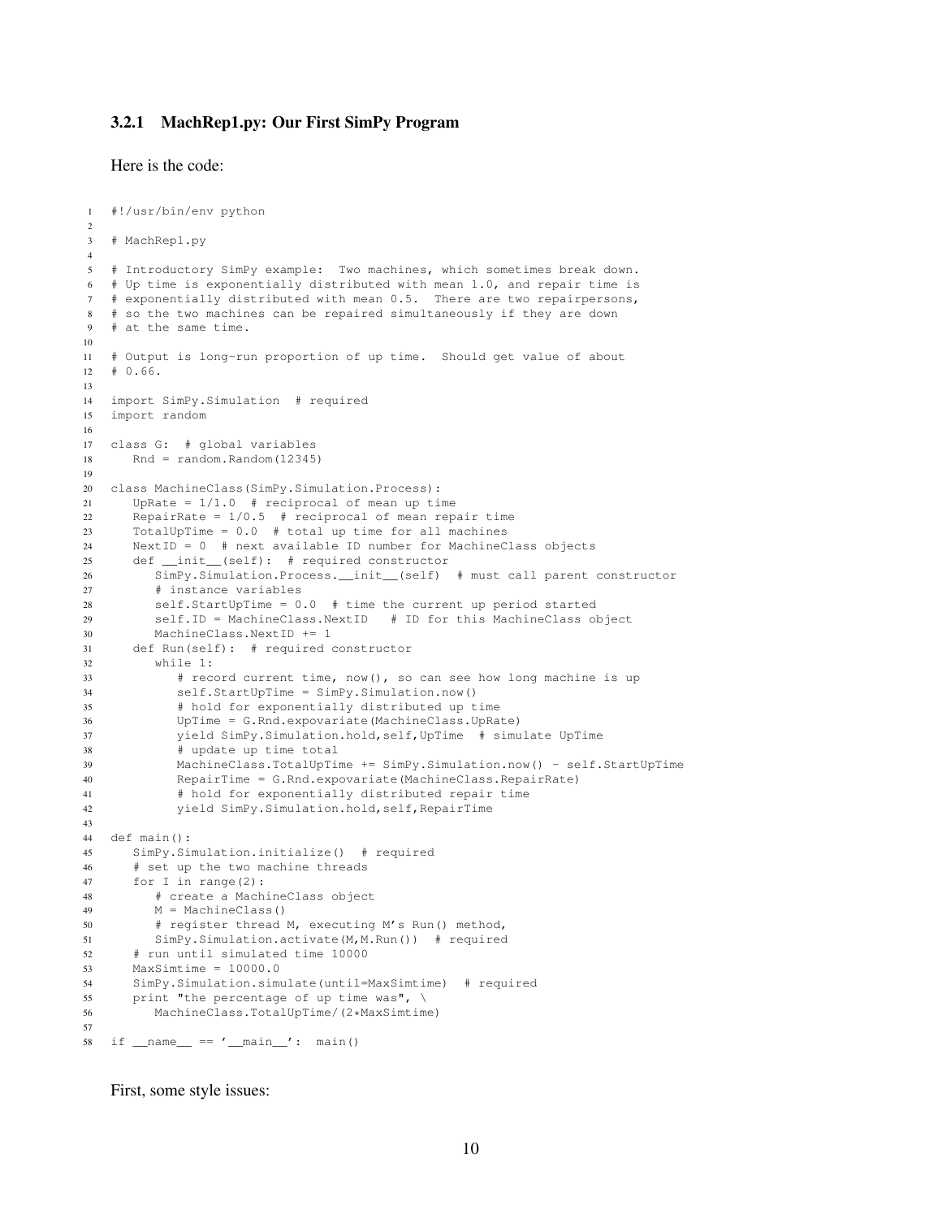### 3.2.1 MachRep1.py: Our First SimPy Program

Here is the code:

```
#!/usr/bin/env python

# MachRep1.py

# Introductory SimPy example:  Two machines, which sometimes break down.
# Up time is exponentially distributed with mean 1.0, and repair time is
# exponentially distributed with mean 0.5.  There are two repairpersons,
# so the two machines can be repaired simultaneously if they are down
# at the same time.

# Output is long-run proportion of up time.  Should get value of about
# 0.66.

import SimPy.Simulation  # required
import random

class G:  # global variables
   Rnd = random.Random(12345)

class MachineClass(SimPy.Simulation.Process):
   UpRate = 1/1.0  # reciprocal of mean up time
   RepairRate = 1/0.5  # reciprocal of mean repair time
   TotalUpTime = 0.0  # total up time for all machines
   NextID = 0  # next available ID number for MachineClass objects
   def __init__(self):  # required constructor
      SimPy.Simulation.Process.__init__(self)  # must call parent constructor
      # instance variables
      self.StartUpTime = 0.0  # time the current up period started
      self.ID = MachineClass.NextID   # ID for this MachineClass object
      MachineClass.NextID += 1
   def Run(self):  # required constructor
      while 1:
         # record current time, now(), so can see how long machine is up
         self.StartUpTime = SimPy.Simulation.now()
         # hold for exponentially distributed up time
         UpTime = G.Rnd.expovariate(MachineClass.UpRate)
         yield SimPy.Simulation.hold,self,UpTime  # simulate UpTime
         # update up time total
         MachineClass.TotalUpTime += SimPy.Simulation.now() - self.StartUpTime
         RepairTime = G.Rnd.expovariate(MachineClass.RepairRate)
         # hold for exponentially distributed repair time
         yield SimPy.Simulation.hold,self,RepairTime

def main():
   SimPy.Simulation.initialize()  # required
   # set up the two machine threads
   for I in range(2):
      # create a MachineClass object
      M = MachineClass()
      # register thread M, executing M's Run() method,
      SimPy.Simulation.activate(M,M.Run())  # required
   # run until simulated time 10000
   MaxSimtime = 10000.0
   SimPy.Simulation.simulate(until=MaxSimtime)  # required
   print "the percentage of up time was", \
      MachineClass.TotalUpTime/(2*MaxSimtime)

if __name__ == '__main__':  main()
```

First, some style issues: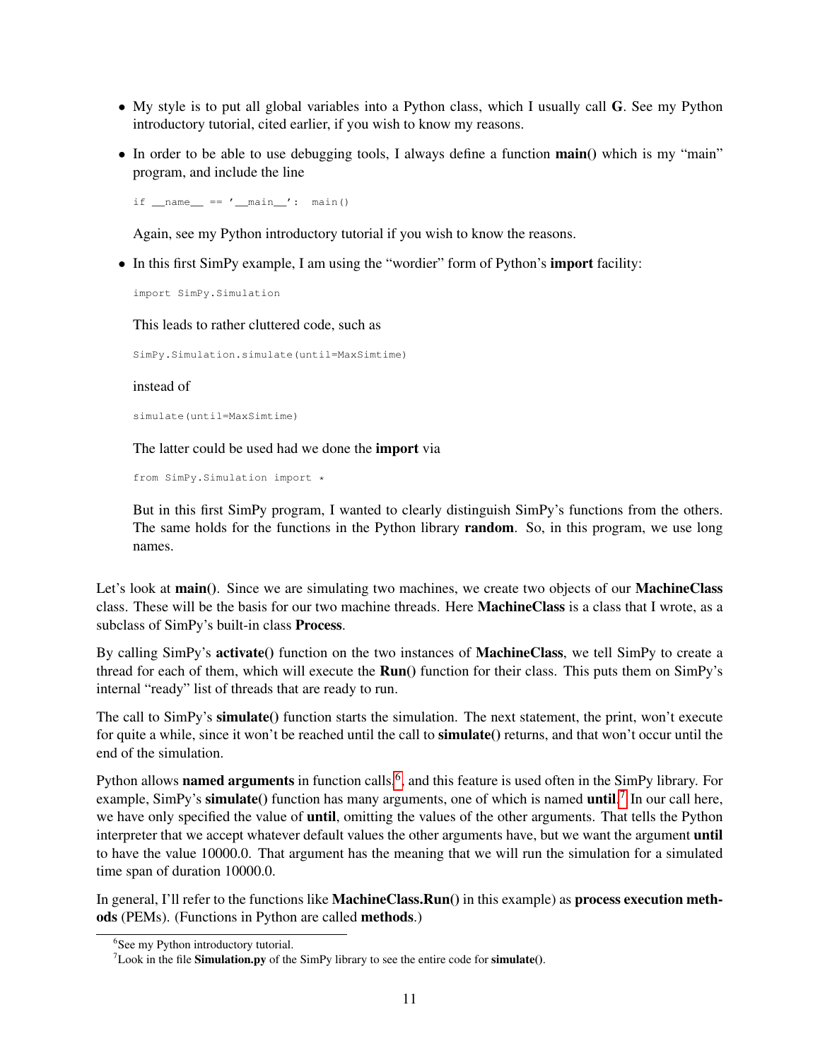- My style is to put all global variables into a Python class, which I usually call **G**. See my Python introductory tutorial, cited earlier, if you wish to know my reasons.

- In order to be able to use debugging tools, I always define a function **main()** which is my "main" program, and include the line

  ```
  if __name__ == '__main__':  main()
  ```

  Again, see my Python introductory tutorial if you wish to know the reasons.

- In this first SimPy example, I am using the "wordier" form of Python's **import** facility:

  ```
  import SimPy.Simulation
  ```

  This leads to rather cluttered code, such as

  ```
  SimPy.Simulation.simulate(until=MaxSimtime)
  ```

  instead of

  ```
  simulate(until=MaxSimtime)
  ```

  The latter could be used had we done the **import** via

  ```
  from SimPy.Simulation import *
  ```

  But in this first SimPy program, I wanted to clearly distinguish SimPy's functions from the others. The same holds for the functions in the Python library **random**. So, in this program, we use long names.

Let's look at **main()**. Since we are simulating two machines, we create two objects of our **MachineClass** class. These will be the basis for our two machine threads. Here **MachineClass** is a class that I wrote, as a subclass of SimPy's built-in class **Process**.

By calling SimPy's **activate()** function on the two instances of **MachineClass**, we tell SimPy to create a thread for each of them, which will execute the **Run()** function for their class. This puts them on SimPy's internal "ready" list of threads that are ready to run.

The call to SimPy's **simulate()** function starts the simulation. The next statement, the print, won't execute for quite a while, since it won't be reached until the call to **simulate()** returns, and that won't occur until the end of the simulation.

Python allows **named arguments** in function calls[6], and this feature is used often in the SimPy library. For example, SimPy's **simulate()** function has many arguments, one of which is named **until**.[7] In our call here, we have only specified the value of **until**, omitting the values of the other arguments. That tells the Python interpreter that we accept whatever default values the other arguments have, but we want the argument **until** to have the value 10000.0. That argument has the meaning that we will run the simulation for a simulated time span of duration 10000.0.

In general, I'll refer to the functions like **MachineClass.Run()** in this example) as **process execution methods** (PEMs). (Functions in Python are called **methods**.)

[6] See my Python introductory tutorial.

[7] Look in the file **Simulation.py** of the SimPy library to see the entire code for **simulate()**.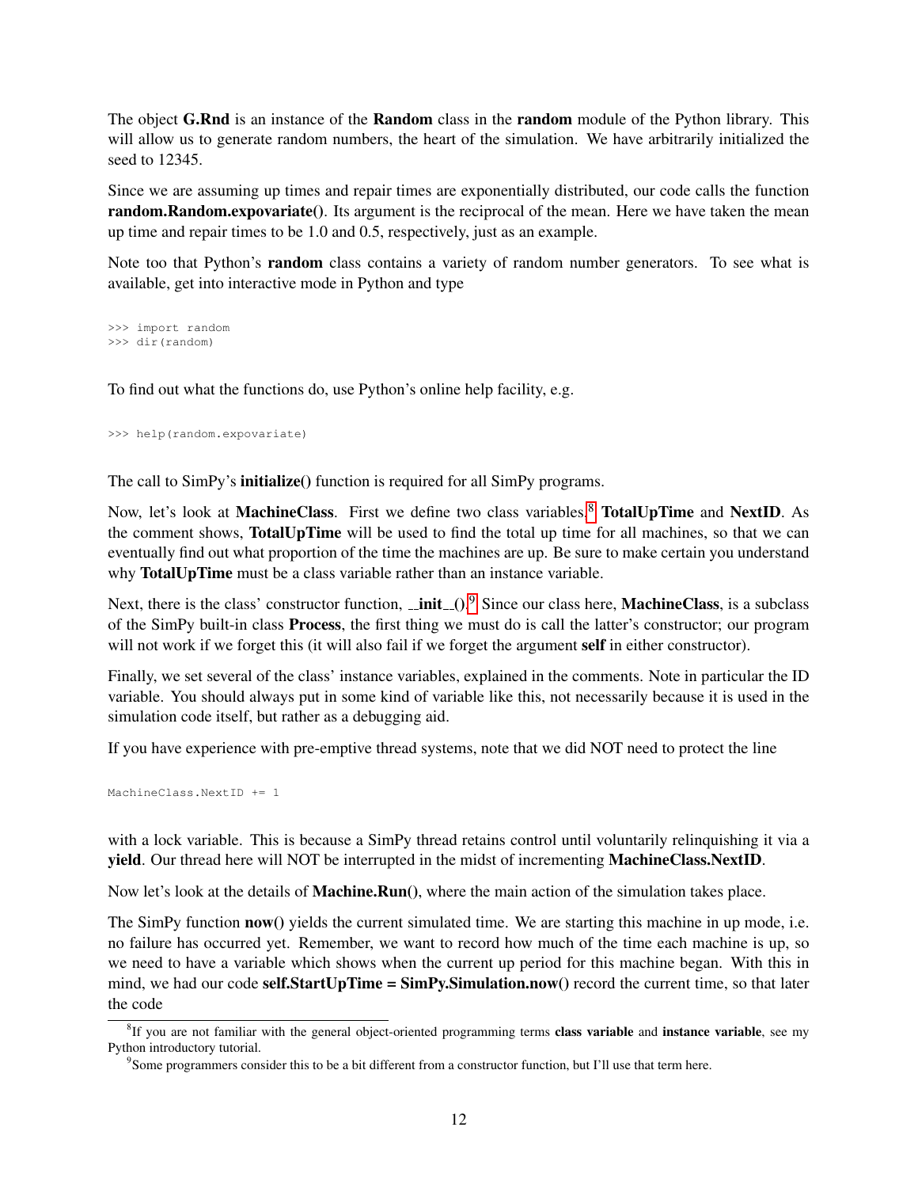The object **G.Rnd** is an instance of the **Random** class in the **random** module of the Python library. This will allow us to generate random numbers, the heart of the simulation. We have arbitrarily initialized the seed to 12345.

Since we are assuming up times and repair times are exponentially distributed, our code calls the function **random.Random.expovariate()**. Its argument is the reciprocal of the mean. Here we have taken the mean up time and repair times to be 1.0 and 0.5, respectively, just as an example.

Note too that Python's **random** class contains a variety of random number generators. To see what is available, get into interactive mode in Python and type

```
>>> import random
>>> dir(random)
```

To find out what the functions do, use Python's online help facility, e.g.

```
>>> help(random.expovariate)
```

The call to SimPy's **initialize()** function is required for all SimPy programs.

Now, let's look at **MachineClass**. First we define two class variables,[8] **TotalUpTime** and **NextID**. As the comment shows, **TotalUpTime** will be used to find the total up time for all machines, so that we can eventually find out what proportion of the time the machines are up. Be sure to make certain you understand why **TotalUpTime** must be a class variable rather than an instance variable.

Next, there is the class' constructor function, **__init__()**.[9] Since our class here, **MachineClass**, is a subclass of the SimPy built-in class **Process**, the first thing we must do is call the latter's constructor; our program will not work if we forget this (it will also fail if we forget the argument **self** in either constructor).

Finally, we set several of the class' instance variables, explained in the comments. Note in particular the ID variable. You should always put in some kind of variable like this, not necessarily because it is used in the simulation code itself, but rather as a debugging aid.

If you have experience with pre-emptive thread systems, note that we did NOT need to protect the line

```
MachineClass.NextID += 1
```

with a lock variable. This is because a SimPy thread retains control until voluntarily relinquishing it via a **yield**. Our thread here will NOT be interrupted in the midst of incrementing **MachineClass.NextID**.

Now let's look at the details of **Machine.Run()**, where the main action of the simulation takes place.

The SimPy function **now()** yields the current simulated time. We are starting this machine in up mode, i.e. no failure has occurred yet. Remember, we want to record how much of the time each machine is up, so we need to have a variable which shows when the current up period for this machine began. With this in mind, we had our code **self.StartUpTime = SimPy.Simulation.now()** record the current time, so that later the code

[8] If you are not familiar with the general object-oriented programming terms **class variable** and **instance variable**, see my Python introductory tutorial.

[9] Some programmers consider this to be a bit different from a constructor function, but I'll use that term here.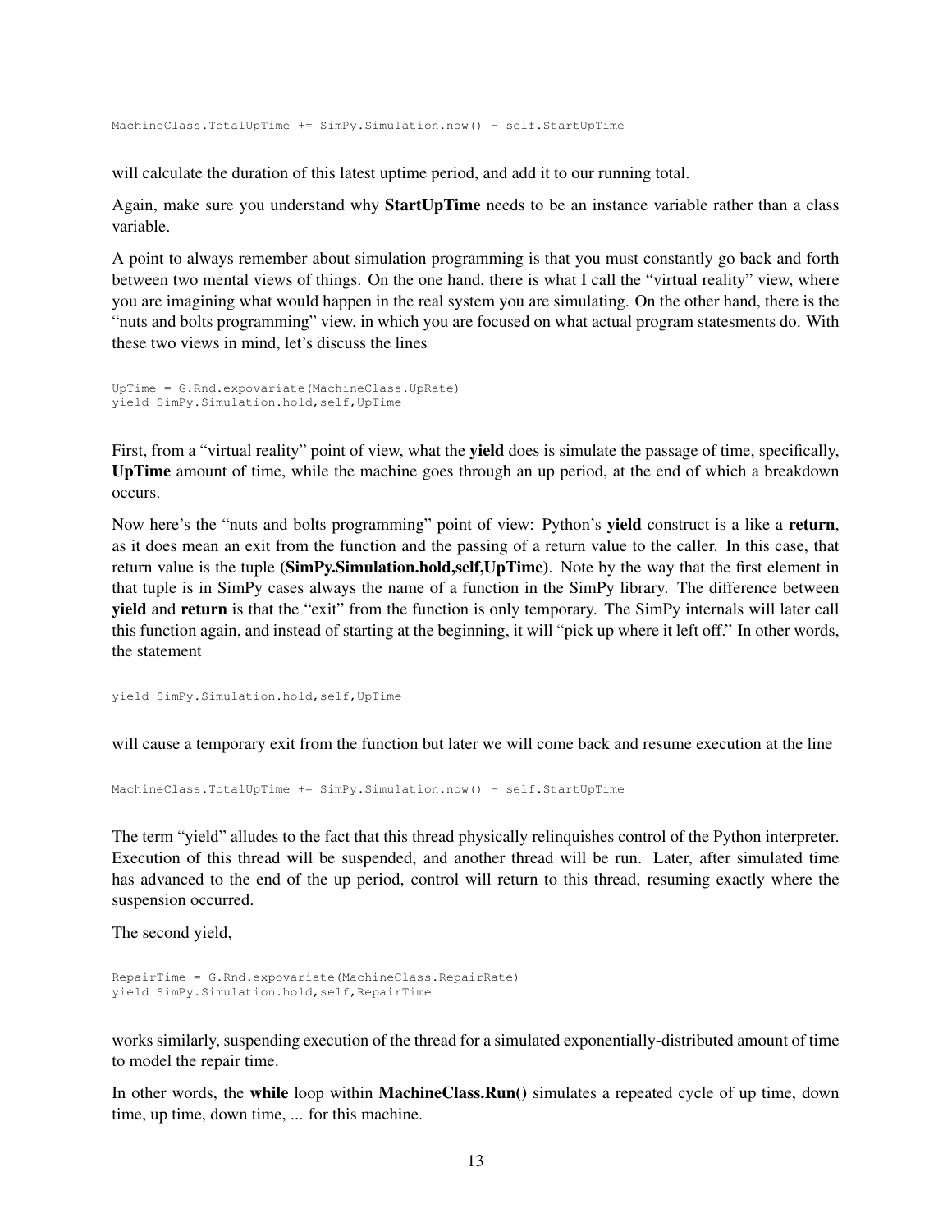```
MachineClass.TotalUpTime += SimPy.Simulation.now() - self.StartUpTime
```

will calculate the duration of this latest uptime period, and add it to our running total.

Again, make sure you understand why **StartUpTime** needs to be an instance variable rather than a class variable.

A point to always remember about simulation programming is that you must constantly go back and forth between two mental views of things. On the one hand, there is what I call the "virtual reality" view, where you are imagining what would happen in the real system you are simulating. On the other hand, there is the "nuts and bolts programming" view, in which you are focused on what actual program statesments do. With these two views in mind, let's discuss the lines

```
UpTime = G.Rnd.expovariate(MachineClass.UpRate)
yield SimPy.Simulation.hold,self,UpTime
```

First, from a "virtual reality" point of view, what the **yield** does is simulate the passage of time, specifically, **UpTime** amount of time, while the machine goes through an up period, at the end of which a breakdown occurs.

Now here's the "nuts and bolts programming" point of view: Python's **yield** construct is a like a **return**, as it does mean an exit from the function and the passing of a return value to the caller. In this case, that return value is the tuple **(SimPy.Simulation.hold,self,UpTime)**. Note by the way that the first element in that tuple is in SimPy cases always the name of a function in the SimPy library. The difference between **yield** and **return** is that the "exit" from the function is only temporary. The SimPy internals will later call this function again, and instead of starting at the beginning, it will "pick up where it left off." In other words, the statement

```
yield SimPy.Simulation.hold,self,UpTime
```

will cause a temporary exit from the function but later we will come back and resume execution at the line

```
MachineClass.TotalUpTime += SimPy.Simulation.now() - self.StartUpTime
```

The term "yield" alludes to the fact that this thread physically relinquishes control of the Python interpreter. Execution of this thread will be suspended, and another thread will be run. Later, after simulated time has advanced to the end of the up period, control will return to this thread, resuming exactly where the suspension occurred.

The second yield,

```
RepairTime = G.Rnd.expovariate(MachineClass.RepairRate)
yield SimPy.Simulation.hold,self,RepairTime
```

works similarly, suspending execution of the thread for a simulated exponentially-distributed amount of time to model the repair time.

In other words, the **while** loop within **MachineClass.Run()** simulates a repeated cycle of up time, down time, up time, down time, ... for this machine.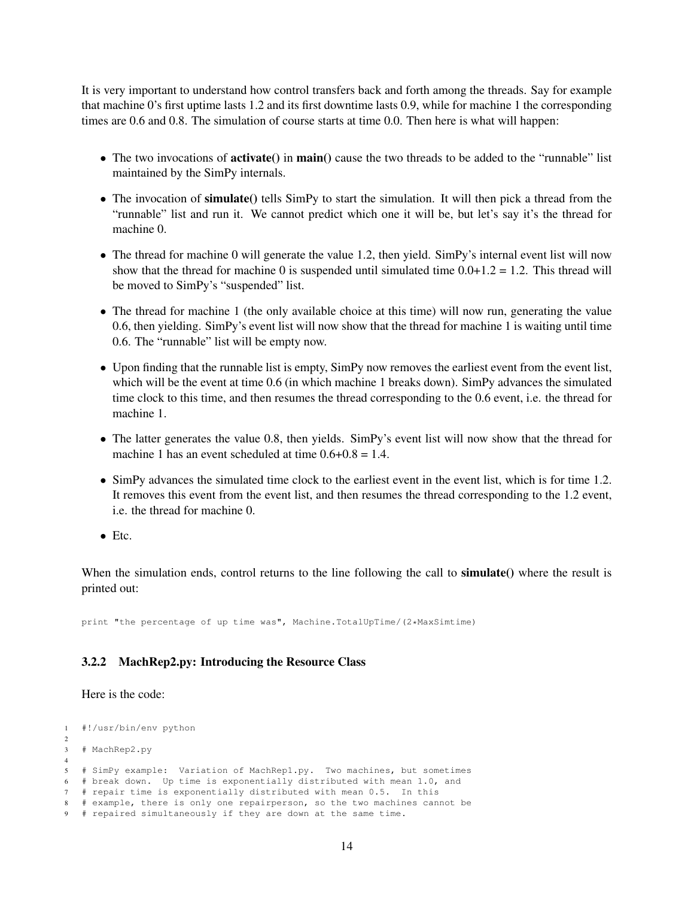It is very important to understand how control transfers back and forth among the threads. Say for example that machine 0's first uptime lasts 1.2 and its first downtime lasts 0.9, while for machine 1 the corresponding times are 0.6 and 0.8. The simulation of course starts at time 0.0. Then here is what will happen:

- The two invocations of **activate()** in **main()** cause the two threads to be added to the "runnable" list maintained by the SimPy internals.
- The invocation of **simulate()** tells SimPy to start the simulation. It will then pick a thread from the "runnable" list and run it. We cannot predict which one it will be, but let's say it's the thread for machine 0.
- The thread for machine 0 will generate the value 1.2, then yield. SimPy's internal event list will now show that the thread for machine 0 is suspended until simulated time 0.0+1.2 = 1.2. This thread will be moved to SimPy's "suspended" list.
- The thread for machine 1 (the only available choice at this time) will now run, generating the value 0.6, then yielding. SimPy's event list will now show that the thread for machine 1 is waiting until time 0.6. The "runnable" list will be empty now.
- Upon finding that the runnable list is empty, SimPy now removes the earliest event from the event list, which will be the event at time 0.6 (in which machine 1 breaks down). SimPy advances the simulated time clock to this time, and then resumes the thread corresponding to the 0.6 event, i.e. the thread for machine 1.
- The latter generates the value 0.8, then yields. SimPy's event list will now show that the thread for machine 1 has an event scheduled at time 0.6+0.8 = 1.4.
- SimPy advances the simulated time clock to the earliest event in the event list, which is for time 1.2. It removes this event from the event list, and then resumes the thread corresponding to the 1.2 event, i.e. the thread for machine 0.
- Etc.

When the simulation ends, control returns to the line following the call to **simulate()** where the result is printed out:

```
print "the percentage of up time was", Machine.TotalUpTime/(2*MaxSimtime)
```

### 3.2.2 MachRep2.py: Introducing the Resource Class

Here is the code:

```
1  #!/usr/bin/env python
2
3  # MachRep2.py
4
5  # SimPy example:  Variation of MachRep1.py.  Two machines, but sometimes
6  # break down.  Up time is exponentially distributed with mean 1.0, and
7  # repair time is exponentially distributed with mean 0.5.  In this
8  # example, there is only one repairperson, so the two machines cannot be
9  # repaired simultaneously if they are down at the same time.
```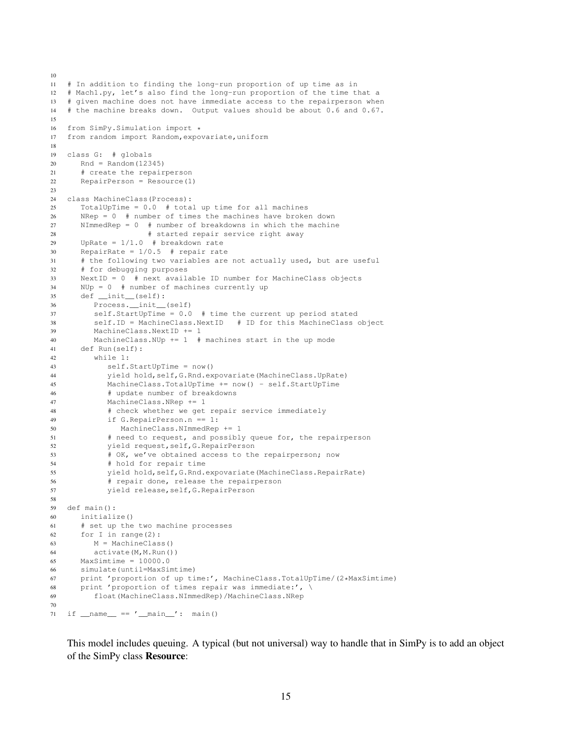```
10
11 # In addition to finding the long-run proportion of up time as in
12 # Mach1.py, let's also find the long-run proportion of the time that a
13 # given machine does not have immediate access to the repairperson when
14 # the machine breaks down.  Output values should be about 0.6 and 0.67.
15
16 from SimPy.Simulation import *
17 from random import Random,expovariate,uniform
18
19 class G:  # globals
20    Rnd = Random(12345)
21    # create the repairperson
22    RepairPerson = Resource(1)
23
24 class MachineClass(Process):
25    TotalUpTime = 0.0  # total up time for all machines
26    NRep = 0  # number of times the machines have broken down
27    NImmedRep = 0  # number of breakdowns in which the machine
28                   # started repair service right away
29    UpRate = 1/1.0  # breakdown rate
30    RepairRate = 1/0.5  # repair rate
31    # the following two variables are not actually used, but are useful
32    # for debugging purposes
33    NextID = 0  # next available ID number for MachineClass objects
34    NUp = 0  # number of machines currently up
35    def __init__(self):
36       Process.__init__(self)
37       self.StartUpTime = 0.0  # time the current up period stated
38       self.ID = MachineClass.NextID   # ID for this MachineClass object
39       MachineClass.NextID += 1
40       MachineClass.NUp += 1  # machines start in the up mode
41    def Run(self):
42       while 1:
43          self.StartUpTime = now()
44          yield hold,self,G.Rnd.expovariate(MachineClass.UpRate)
45          MachineClass.TotalUpTime += now() - self.StartUpTime
46          # update number of breakdowns
47          MachineClass.NRep += 1
48          # check whether we get repair service immediately
49          if G.RepairPerson.n == 1:
50             MachineClass.NImmedRep += 1
51          # need to request, and possibly queue for, the repairperson
52          yield request,self,G.RepairPerson
53          # OK, we've obtained access to the repairperson; now
54          # hold for repair time
55          yield hold,self,G.Rnd.expovariate(MachineClass.RepairRate)
56          # repair done, release the repairperson
57          yield release,self,G.RepairPerson
58
59 def main():
60    initialize()
61    # set up the two machine processes
62    for I in range(2):
63       M = MachineClass()
64       activate(M,M.Run())
65    MaxSimtime = 10000.0
66    simulate(until=MaxSimtime)
67    print 'proportion of up time:', MachineClass.TotalUpTime/(2*MaxSimtime)
68    print 'proportion of times repair was immediate:', \
69       float(MachineClass.NImmedRep)/MachineClass.NRep
70
71 if __name__ == '__main__':  main()
```

This model includes queuing. A typical (but not universal) way to handle that in SimPy is to add an object of the SimPy class **Resource**: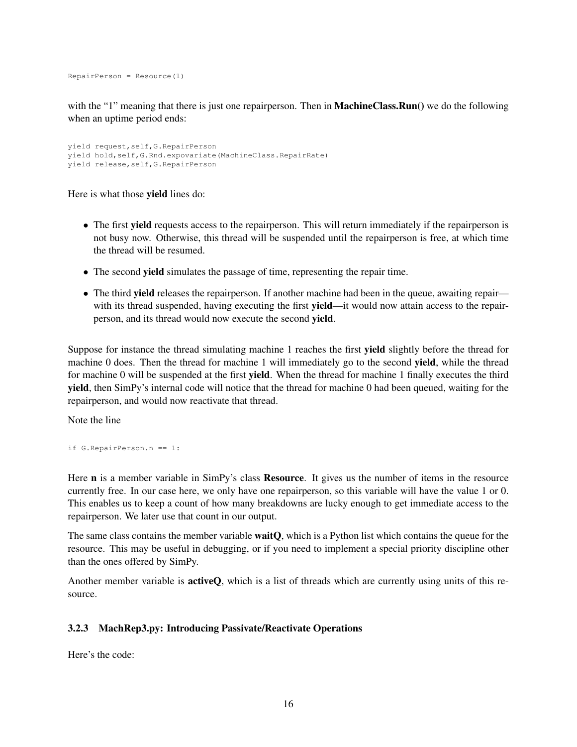```
RepairPerson = Resource(1)
```

with the "1" meaning that there is just one repairperson. Then in **MachineClass.Run()** we do the following when an uptime period ends:

```
yield request,self,G.RepairPerson
yield hold,self,G.Rnd.expovariate(MachineClass.RepairRate)
yield release,self,G.RepairPerson
```

Here is what those **yield** lines do:

- The first **yield** requests access to the repairperson. This will return immediately if the repairperson is not busy now. Otherwise, this thread will be suspended until the repairperson is free, at which time the thread will be resumed.
- The second **yield** simulates the passage of time, representing the repair time.
- The third **yield** releases the repairperson. If another machine had been in the queue, awaiting repair—with its thread suspended, having executing the first **yield**—it would now attain access to the repairperson, and its thread would now execute the second **yield**.

Suppose for instance the thread simulating machine 1 reaches the first **yield** slightly before the thread for machine 0 does. Then the thread for machine 1 will immediately go to the second **yield**, while the thread for machine 0 will be suspended at the first **yield**. When the thread for machine 1 finally executes the third **yield**, then SimPy's internal code will notice that the thread for machine 0 had been queued, waiting for the repairperson, and would now reactivate that thread.

Note the line

```
if G.RepairPerson.n == 1:
```

Here **n** is a member variable in SimPy's class **Resource**. It gives us the number of items in the resource currently free. In our case here, we only have one repairperson, so this variable will have the value 1 or 0. This enables us to keep a count of how many breakdowns are lucky enough to get immediate access to the repairperson. We later use that count in our output.

The same class contains the member variable **waitQ**, which is a Python list which contains the queue for the resource. This may be useful in debugging, or if you need to implement a special priority discipline other than the ones offered by SimPy.

Another member variable is **activeQ**, which is a list of threads which are currently using units of this resource.

### 3.2.3 MachRep3.py: Introducing Passivate/Reactivate Operations

Here's the code: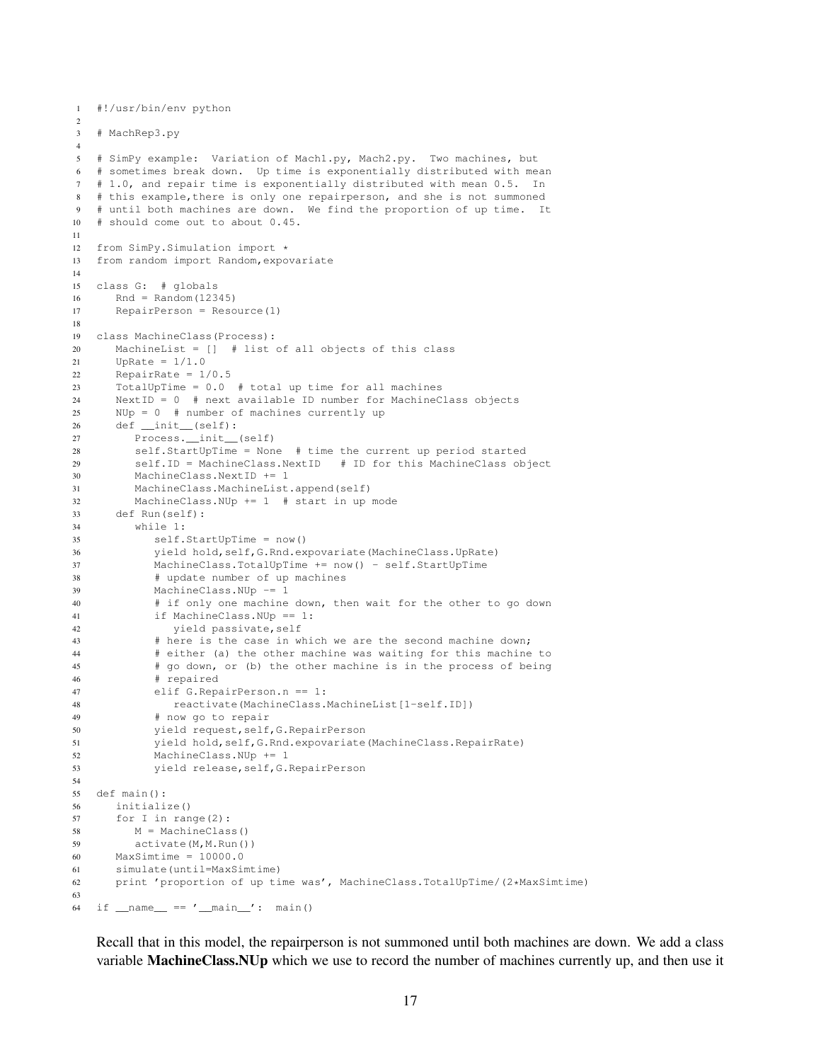```
#!/usr/bin/env python

# MachRep3.py

# SimPy example:  Variation of Mach1.py, Mach2.py.  Two machines, but
# sometimes break down.  Up time is exponentially distributed with mean
# 1.0, and repair time is exponentially distributed with mean 0.5.  In
# this example,there is only one repairperson, and she is not summoned
# until both machines are down.  We find the proportion of up time.  It
# should come out to about 0.45.

from SimPy.Simulation import *
from random import Random,expovariate

class G:  # globals
   Rnd = Random(12345)
   RepairPerson = Resource(1)

class MachineClass(Process):
   MachineList = []  # list of all objects of this class
   UpRate = 1/1.0
   RepairRate = 1/0.5
   TotalUpTime = 0.0  # total up time for all machines
   NextID = 0  # next available ID number for MachineClass objects
   NUp = 0  # number of machines currently up
   def __init__(self):
      Process.__init__(self)
      self.StartUpTime = None  # time the current up period started
      self.ID = MachineClass.NextID   # ID for this MachineClass object
      MachineClass.NextID += 1
      MachineClass.MachineList.append(self)
      MachineClass.NUp += 1  # start in up mode
   def Run(self):
      while 1:
         self.StartUpTime = now()
         yield hold,self,G.Rnd.expovariate(MachineClass.UpRate)
         MachineClass.TotalUpTime += now() - self.StartUpTime
         # update number of up machines
         MachineClass.NUp -= 1
         # if only one machine down, then wait for the other to go down
         if MachineClass.NUp == 1:
            yield passivate,self
         # here is the case in which we are the second machine down;
         # either (a) the other machine was waiting for this machine to
         # go down, or (b) the other machine is in the process of being
         # repaired
         elif G.RepairPerson.n == 1:
            reactivate(MachineClass.MachineList[1-self.ID])
         # now go to repair
         yield request,self,G.RepairPerson
         yield hold,self,G.Rnd.expovariate(MachineClass.RepairRate)
         MachineClass.NUp += 1
         yield release,self,G.RepairPerson

def main():
   initialize()
   for I in range(2):
      M = MachineClass()
      activate(M,M.Run())
   MaxSimtime = 10000.0
   simulate(until=MaxSimtime)
   print 'proportion of up time was', MachineClass.TotalUpTime/(2*MaxSimtime)

if __name__ == '__main__':  main()
```

Recall that in this model, the repairperson is not summoned until both machines are down. We add a class variable **MachineClass.NUp** which we use to record the number of machines currently up, and then use it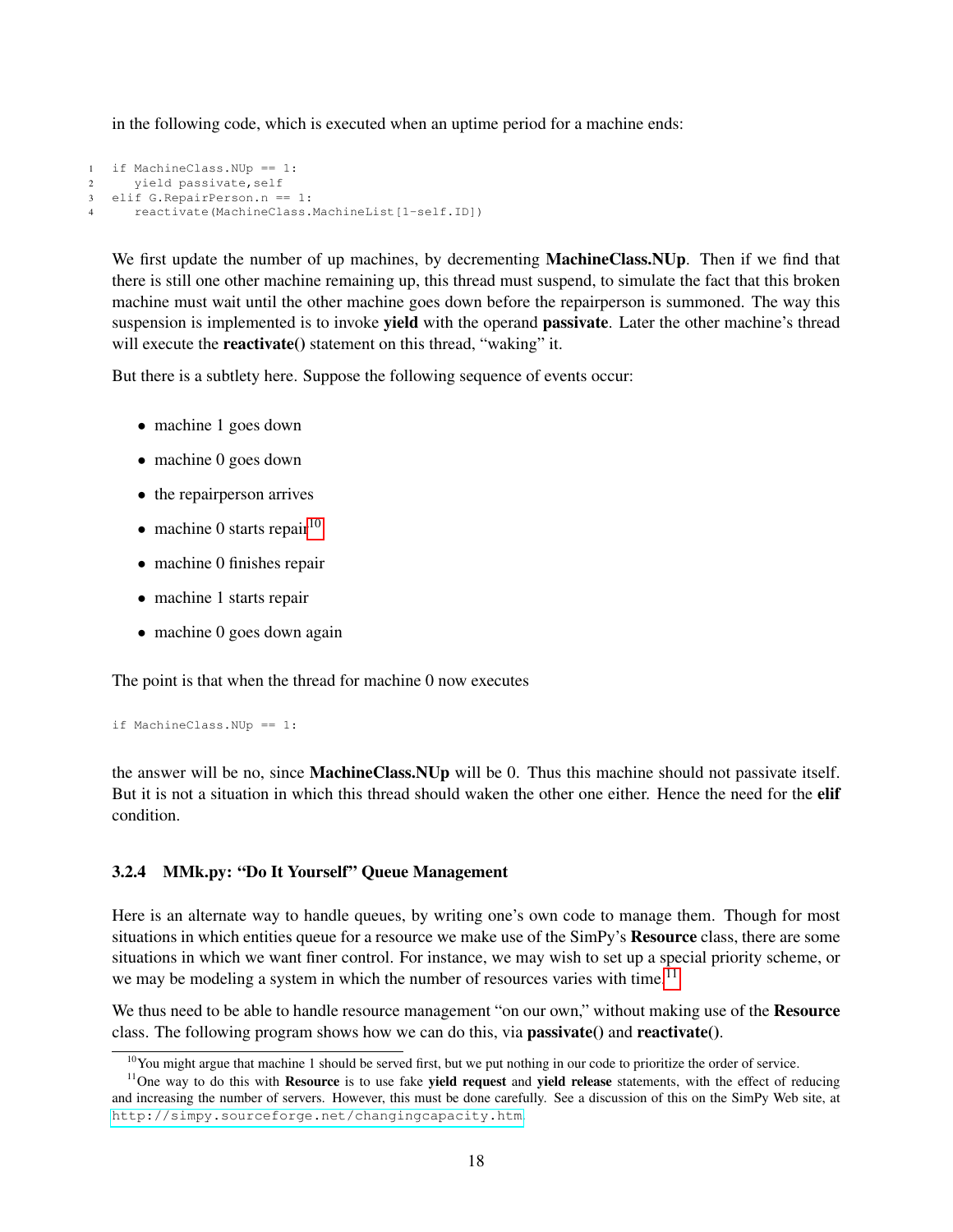in the following code, which is executed when an uptime period for a machine ends:

```
1  if MachineClass.NUp == 1:
2     yield passivate,self
3  elif G.RepairPerson.n == 1:
4     reactivate(MachineClass.MachineList[1-self.ID])
```

We first update the number of up machines, by decrementing **MachineClass.NUp**. Then if we find that there is still one other machine remaining up, this thread must suspend, to simulate the fact that this broken machine must wait until the other machine goes down before the repairperson is summoned. The way this suspension is implemented is to invoke **yield** with the operand **passivate**. Later the other machine's thread will execute the **reactivate()** statement on this thread, "waking" it.

But there is a subtlety here. Suppose the following sequence of events occur:

- machine 1 goes down
- machine 0 goes down
- the repairperson arrives
- machine 0 starts repair[10]
- machine 0 finishes repair
- machine 1 starts repair
- machine 0 goes down again

The point is that when the thread for machine 0 now executes

```
if MachineClass.NUp == 1:
```

the answer will be no, since **MachineClass.NUp** will be 0. Thus this machine should not passivate itself. But it is not a situation in which this thread should waken the other one either. Hence the need for the **elif** condition.

### 3.2.4 MMk.py: "Do It Yourself" Queue Management

Here is an alternate way to handle queues, by writing one's own code to manage them. Though for most situations in which entities queue for a resource we make use of the SimPy's **Resource** class, there are some situations in which we want finer control. For instance, we may wish to set up a special priority scheme, or we may be modeling a system in which the number of resources varies with time.[11]

We thus need to be able to handle resource management "on our own," without making use of the **Resource** class. The following program shows how we can do this, via **passivate()** and **reactivate()**.

[10] You might argue that machine 1 should be served first, but we put nothing in our code to prioritize the order of service.

[11] One way to do this with **Resource** is to use fake **yield request** and **yield release** statements, with the effect of reducing and increasing the number of servers. However, this must be done carefully. See a discussion of this on the SimPy Web site, at http://simpy.sourceforge.net/changingcapacity.htm.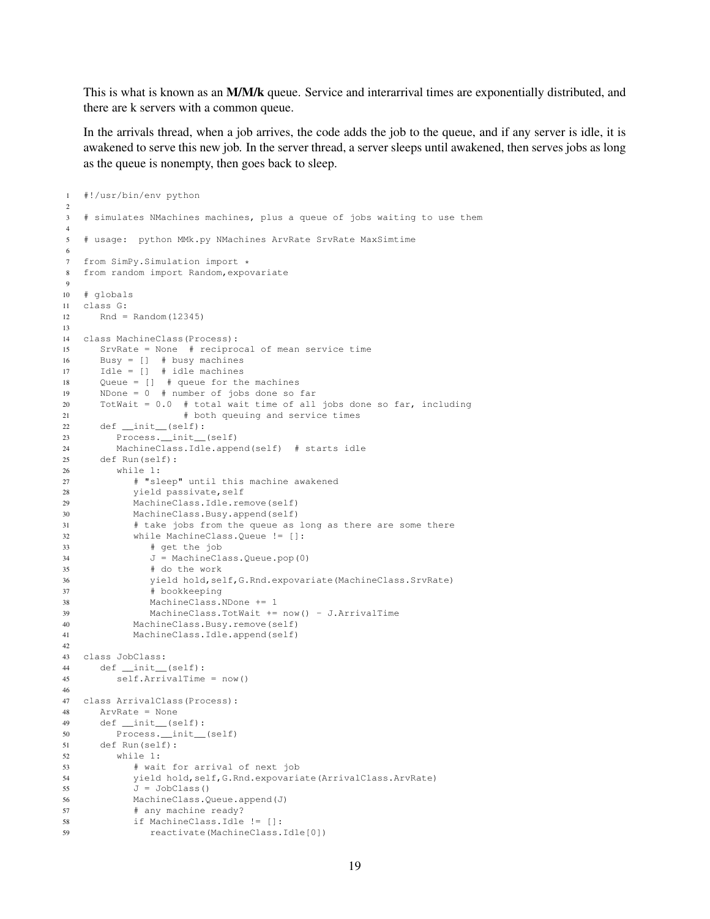This is what is known as an **M/M/k** queue. Service and interarrival times are exponentially distributed, and there are k servers with a common queue.

In the arrivals thread, when a job arrives, the code adds the job to the queue, and if any server is idle, it is awakened to serve this new job. In the server thread, a server sleeps until awakened, then serves jobs as long as the queue is nonempty, then goes back to sleep.

```
1  #!/usr/bin/env python
2
3  # simulates NMachines machines, plus a queue of jobs waiting to use them
4
5  # usage:  python MMk.py NMachines ArvRate SrvRate MaxSimtime
6
7  from SimPy.Simulation import *
8  from random import Random,expovariate
9
10 # globals
11 class G:
12    Rnd = Random(12345)
13
14 class MachineClass(Process):
15    SrvRate = None  # reciprocal of mean service time
16    Busy = []  # busy machines
17    Idle = []  # idle machines
18    Queue = []  # queue for the machines
19    NDone = 0  # number of jobs done so far
20    TotWait = 0.0  # total wait time of all jobs done so far, including
21                   # both queuing and service times
22    def __init__(self):
23       Process.__init__(self)
24       MachineClass.Idle.append(self)  # starts idle
25    def Run(self):
26       while 1:
27          # "sleep" until this machine awakened
28          yield passivate,self
29          MachineClass.Idle.remove(self)
30          MachineClass.Busy.append(self)
31          # take jobs from the queue as long as there are some there
32          while MachineClass.Queue != []:
33             # get the job
34             J = MachineClass.Queue.pop(0)
35             # do the work
36             yield hold,self,G.Rnd.expovariate(MachineClass.SrvRate)
37             # bookkeeping
38             MachineClass.NDone += 1
39             MachineClass.TotWait += now() - J.ArrivalTime
40          MachineClass.Busy.remove(self)
41          MachineClass.Idle.append(self)
42
43 class JobClass:
44    def __init__(self):
45       self.ArrivalTime = now()
46
47 class ArrivalClass(Process):
48    ArvRate = None
49    def __init__(self):
50       Process.__init__(self)
51    def Run(self):
52       while 1:
53          # wait for arrival of next job
54          yield hold,self,G.Rnd.expovariate(ArrivalClass.ArvRate)
55          J = JobClass()
56          MachineClass.Queue.append(J)
57          # any machine ready?
58          if MachineClass.Idle != []:
59             reactivate(MachineClass.Idle[0])
```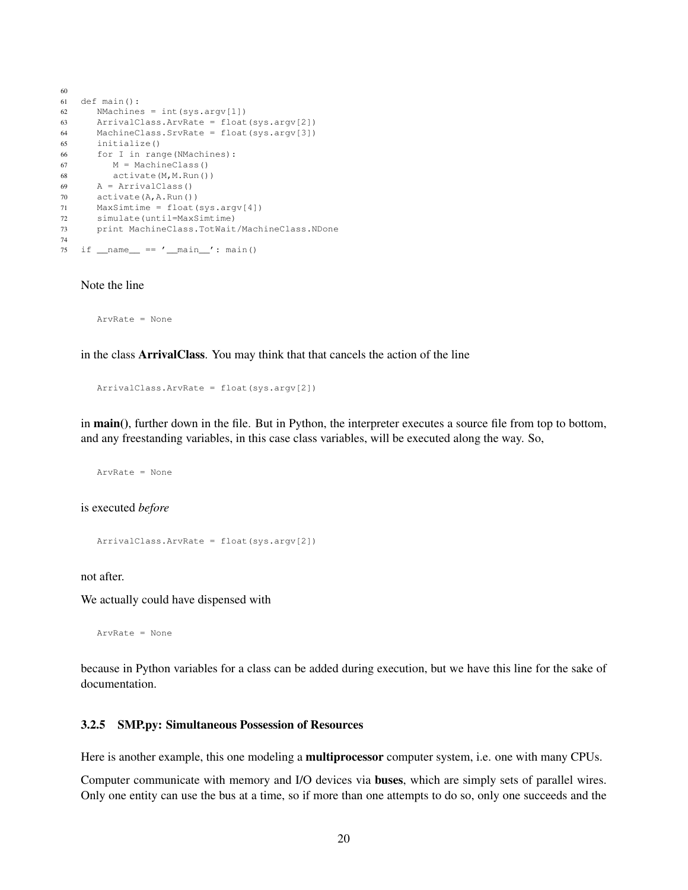```
60
61 def main():
62    NMachines = int(sys.argv[1])
63    ArrivalClass.ArvRate = float(sys.argv[2])
64    MachineClass.SrvRate = float(sys.argv[3])
65    initialize()
66    for I in range(NMachines):
67       M = MachineClass()
68       activate(M,M.Run())
69    A = ArrivalClass()
70    activate(A,A.Run())
71    MaxSimtime = float(sys.argv[4])
72    simulate(until=MaxSimtime)
73    print MachineClass.TotWait/MachineClass.NDone
74
75 if __name__ == '__main__': main()
```

Note the line

```
ArvRate = None
```

in the class **ArrivalClass**. You may think that that cancels the action of the line

```
ArrivalClass.ArvRate = float(sys.argv[2])
```

in **main()**, further down in the file. But in Python, the interpreter executes a source file from top to bottom, and any freestanding variables, in this case class variables, will be executed along the way. So,

```
ArvRate = None
```

is executed *before*

```
ArrivalClass.ArvRate = float(sys.argv[2])
```

not after.

We actually could have dispensed with

```
ArvRate = None
```

because in Python variables for a class can be added during execution, but we have this line for the sake of documentation.

### 3.2.5 SMP.py: Simultaneous Possession of Resources

Here is another example, this one modeling a **multiprocessor** computer system, i.e. one with many CPUs.

Computer communicate with memory and I/O devices via **buses**, which are simply sets of parallel wires. Only one entity can use the bus at a time, so if more than one attempts to do so, only one succeeds and the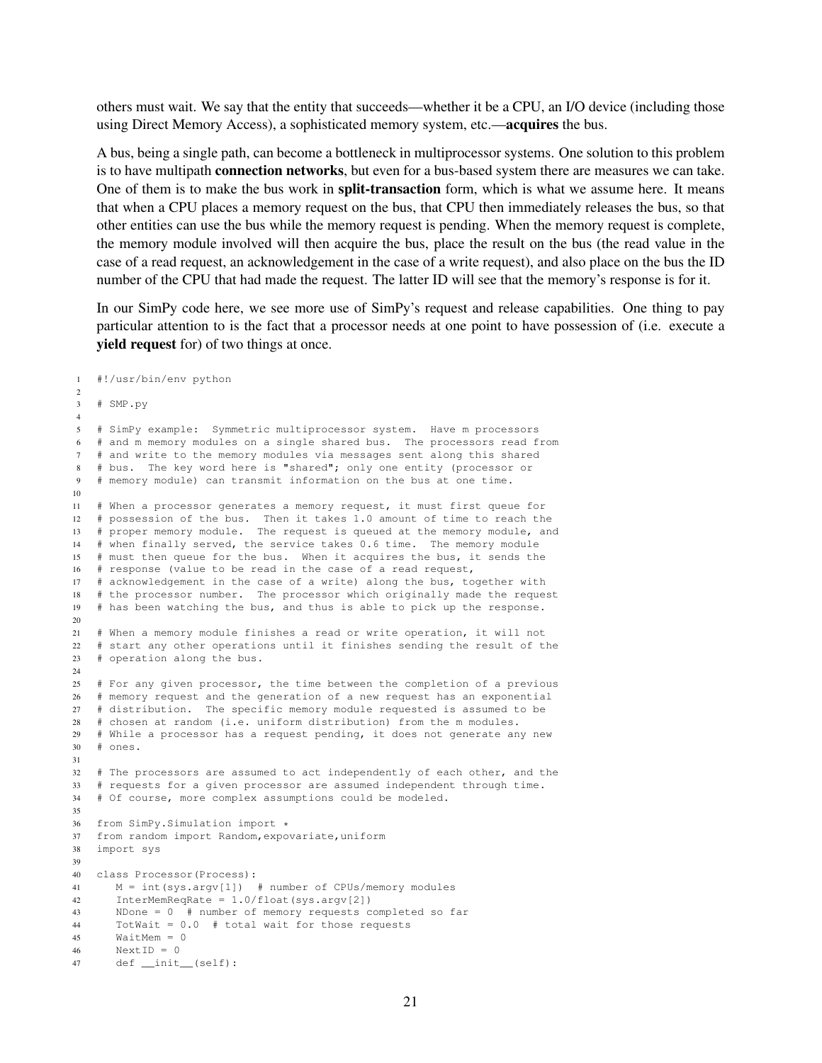others must wait. We say that the entity that succeeds—whether it be a CPU, an I/O device (including those using Direct Memory Access), a sophisticated memory system, etc.—**acquires** the bus.

A bus, being a single path, can become a bottleneck in multiprocessor systems. One solution to this problem is to have multipath **connection networks**, but even for a bus-based system there are measures we can take. One of them is to make the bus work in **split-transaction** form, which is what we assume here. It means that when a CPU places a memory request on the bus, that CPU then immediately releases the bus, so that other entities can use the bus while the memory request is pending. When the memory request is complete, the memory module involved will then acquire the bus, place the result on the bus (the read value in the case of a read request, an acknowledgement in the case of a write request), and also place on the bus the ID number of the CPU that had made the request. The latter ID will see that the memory's response is for it.

In our SimPy code here, we see more use of SimPy's request and release capabilities. One thing to pay particular attention to is the fact that a processor needs at one point to have possession of (i.e. execute a **yield request** for) of two things at once.

```
1  #!/usr/bin/env python
2
3  # SMP.py
4
5  # SimPy example:  Symmetric multiprocessor system.  Have m processors
6  # and m memory modules on a single shared bus.  The processors read from
7  # and write to the memory modules via messages sent along this shared
8  # bus.  The key word here is "shared"; only one entity (processor or
9  # memory module) can transmit information on the bus at one time.
10
11 # When a processor generates a memory request, it must first queue for
12 # possession of the bus.  Then it takes 1.0 amount of time to reach the
13 # proper memory module.  The request is queued at the memory module, and
14 # when finally served, the service takes 0.6 time.  The memory module
15 # must then queue for the bus.  When it acquires the bus, it sends the
16 # response (value to be read in the case of a read request,
17 # acknowledgement in the case of a write) along the bus, together with
18 # the processor number.  The processor which originally made the request
19 # has been watching the bus, and thus is able to pick up the response.
20
21 # When a memory module finishes a read or write operation, it will not
22 # start any other operations until it finishes sending the result of the
23 # operation along the bus.
24
25 # For any given processor, the time between the completion of a previous
26 # memory request and the generation of a new request has an exponential
27 # distribution.  The specific memory module requested is assumed to be
28 # chosen at random (i.e. uniform distribution) from the m modules.
29 # While a processor has a request pending, it does not generate any new
30 # ones.
31
32 # The processors are assumed to act independently of each other, and the
33 # requests for a given processor are assumed independent through time.
34 # Of course, more complex assumptions could be modeled.
35
36 from SimPy.Simulation import *
37 from random import Random,expovariate,uniform
38 import sys
39
40 class Processor(Process):
41    M = int(sys.argv[1])  # number of CPUs/memory modules
42    InterMemReqRate = 1.0/float(sys.argv[2])
43    NDone = 0  # number of memory requests completed so far
44    TotWait = 0.0  # total wait for those requests
45    WaitMem = 0
46    NextID = 0
47    def __init__(self):
```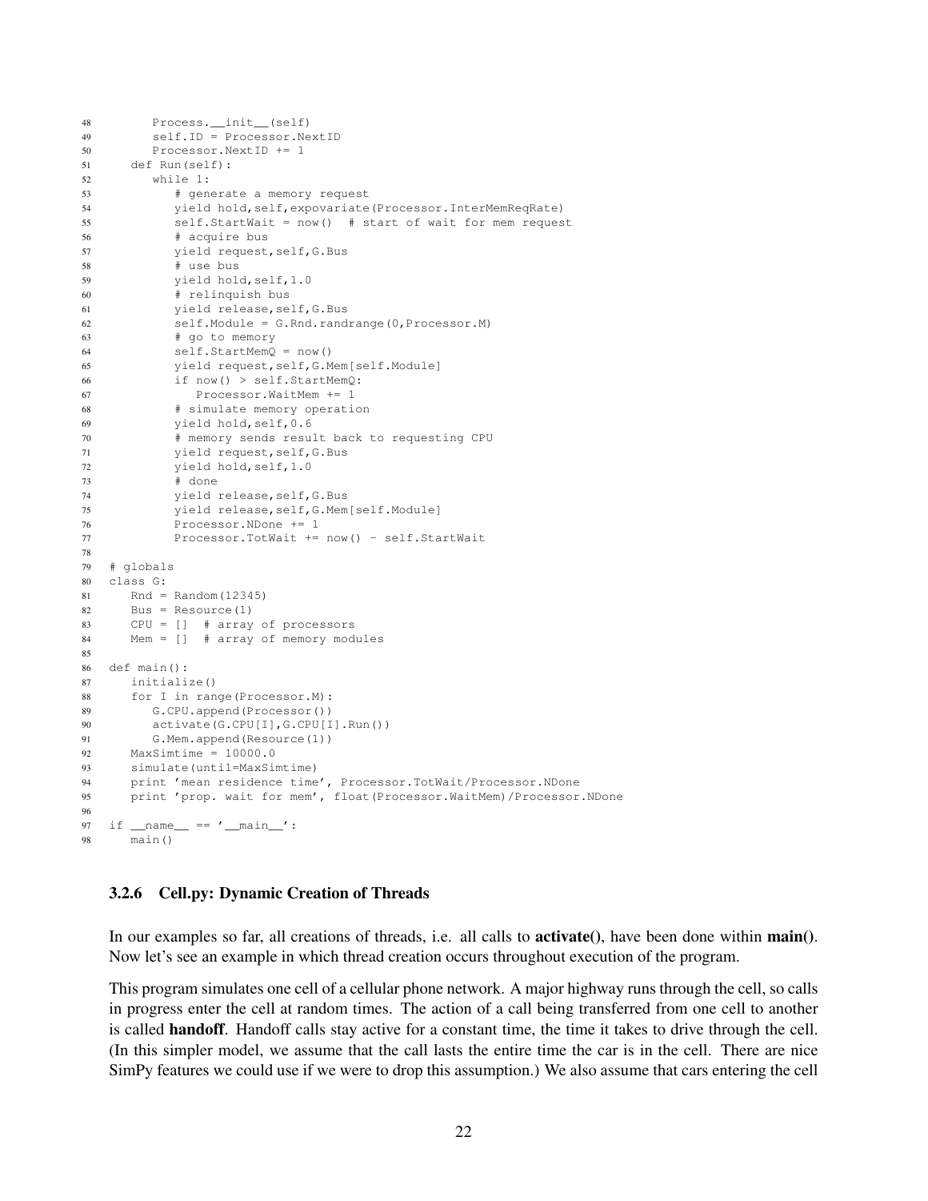```
48        Process.__init__(self)
49        self.ID = Processor.NextID
50        Processor.NextID += 1
51     def Run(self):
52        while 1:
53           # generate a memory request
54           yield hold,self,expovariate(Processor.InterMemReqRate)
55           self.StartWait = now()  # start of wait for mem request
56           # acquire bus
57           yield request,self,G.Bus
58           # use bus
59           yield hold,self,1.0
60           # relinquish bus
61           yield release,self,G.Bus
62           self.Module = G.Rnd.randrange(0,Processor.M)
63           # go to memory
64           self.StartMemQ = now()
65           yield request,self,G.Mem[self.Module]
66           if now() > self.StartMemQ:
67              Processor.WaitMem += 1
68           # simulate memory operation
69           yield hold,self,0.6
70           # memory sends result back to requesting CPU
71           yield request,self,G.Bus
72           yield hold,self,1.0
73           # done
74           yield release,self,G.Bus
75           yield release,self,G.Mem[self.Module]
76           Processor.NDone += 1
77           Processor.TotWait += now() - self.StartWait
78
79  # globals
80  class G:
81     Rnd = Random(12345)
82     Bus = Resource(1)
83     CPU = []  # array of processors
84     Mem = []  # array of memory modules
85
86  def main():
87     initialize()
88     for I in range(Processor.M):
89        G.CPU.append(Processor())
90        activate(G.CPU[I],G.CPU[I].Run())
91        G.Mem.append(Resource(1))
92     MaxSimtime = 10000.0
93     simulate(until=MaxSimtime)
94     print 'mean residence time', Processor.TotWait/Processor.NDone
95     print 'prop. wait for mem', float(Processor.WaitMem)/Processor.NDone
96
97  if __name__ == '__main__':
98     main()
```

### 3.2.6 Cell.py: Dynamic Creation of Threads

In our examples so far, all creations of threads, i.e. all calls to **activate()**, have been done within **main()**. Now let's see an example in which thread creation occurs throughout execution of the program.

This program simulates one cell of a cellular phone network. A major highway runs through the cell, so calls in progress enter the cell at random times. The action of a call being transferred from one cell to another is called **handoff**. Handoff calls stay active for a constant time, the time it takes to drive through the cell. (In this simpler model, we assume that the call lasts the entire time the car is in the cell. There are nice SimPy features we could use if we were to drop this assumption.) We also assume that cars entering the cell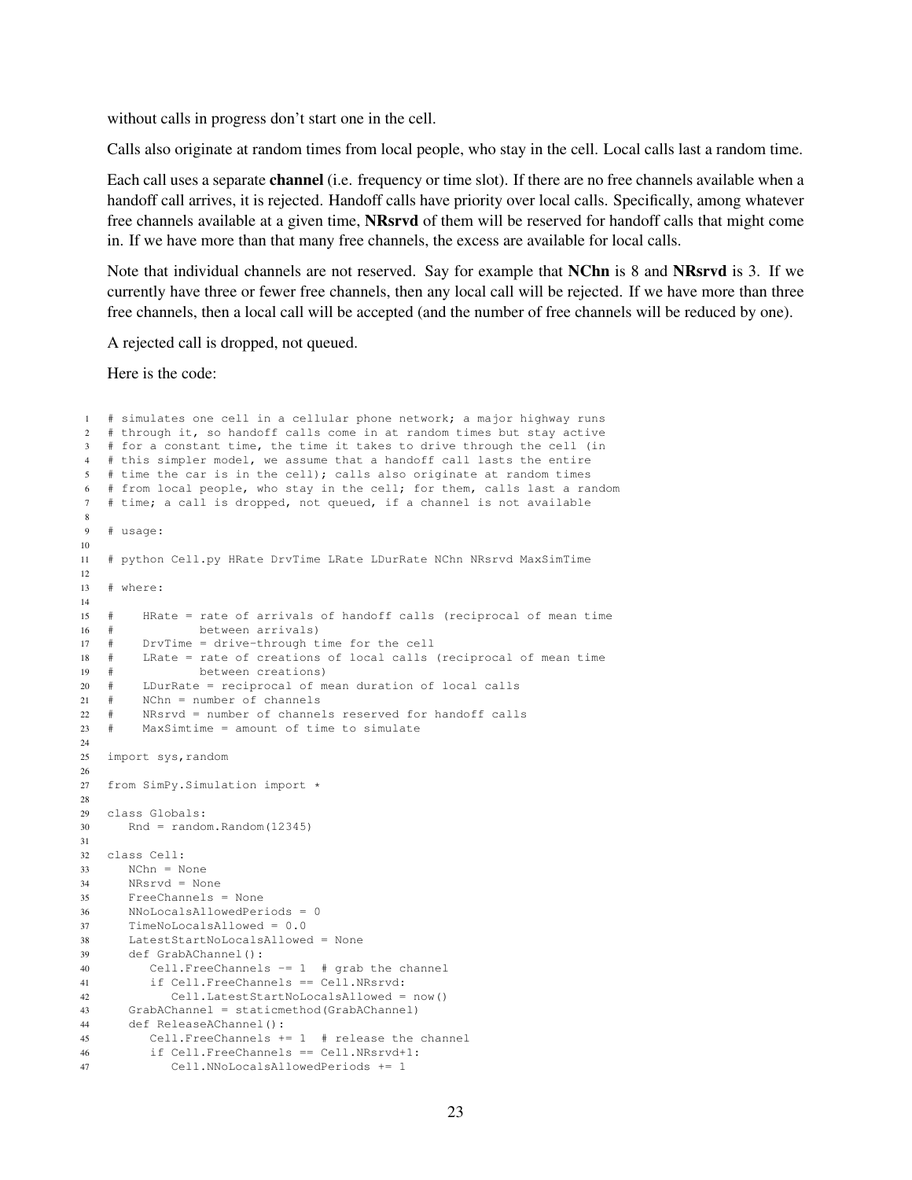without calls in progress don't start one in the cell.

Calls also originate at random times from local people, who stay in the cell. Local calls last a random time.

Each call uses a separate **channel** (i.e. frequency or time slot). If there are no free channels available when a handoff call arrives, it is rejected. Handoff calls have priority over local calls. Specifically, among whatever free channels available at a given time, **NRsrvd** of them will be reserved for handoff calls that might come in. If we have more than that many free channels, the excess are available for local calls.

Note that individual channels are not reserved. Say for example that **NChn** is 8 and **NRsrvd** is 3. If we currently have three or fewer free channels, then any local call will be rejected. If we have more than three free channels, then a local call will be accepted (and the number of free channels will be reduced by one).

A rejected call is dropped, not queued.

Here is the code:

```
1  # simulates one cell in a cellular phone network; a major highway runs
2  # through it, so handoff calls come in at random times but stay active
3  # for a constant time, the time it takes to drive through the cell (in
4  # this simpler model, we assume that a handoff call lasts the entire
5  # time the car is in the cell); calls also originate at random times
6  # from local people, who stay in the cell; for them, calls last a random
7  # time; a call is dropped, not queued, if a channel is not available
8
9  # usage:
10
11 # python Cell.py HRate DrvTime LRate LDurRate NChn NRsrvd MaxSimTime
12
13 # where:
14
15 #    HRate = rate of arrivals of handoff calls (reciprocal of mean time
16 #            between arrivals)
17 #    DrvTime = drive-through time for the cell
18 #    LRate = rate of creations of local calls (reciprocal of mean time
19 #            between creations)
20 #    LDurRate = reciprocal of mean duration of local calls
21 #    NChn = number of channels
22 #    NRsrvd = number of channels reserved for handoff calls
23 #    MaxSimtime = amount of time to simulate
24
25 import sys,random
26
27 from SimPy.Simulation import *
28
29 class Globals:
30    Rnd = random.Random(12345)
31
32 class Cell:
33    NChn = None
34    NRsrvd = None
35    FreeChannels = None
36    NNoLocalsAllowedPeriods = 0
37    TimeNoLocalsAllowed = 0.0
38    LatestStartNoLocalsAllowed = None
39    def GrabAChannel():
40       Cell.FreeChannels -= 1  # grab the channel
41       if Cell.FreeChannels == Cell.NRsrvd:
42          Cell.LatestStartNoLocalsAllowed = now()
43    GrabAChannel = staticmethod(GrabAChannel)
44    def ReleaseAChannel():
45       Cell.FreeChannels += 1  # release the channel
46       if Cell.FreeChannels == Cell.NRsrvd+1:
47          Cell.NNoLocalsAllowedPeriods += 1
```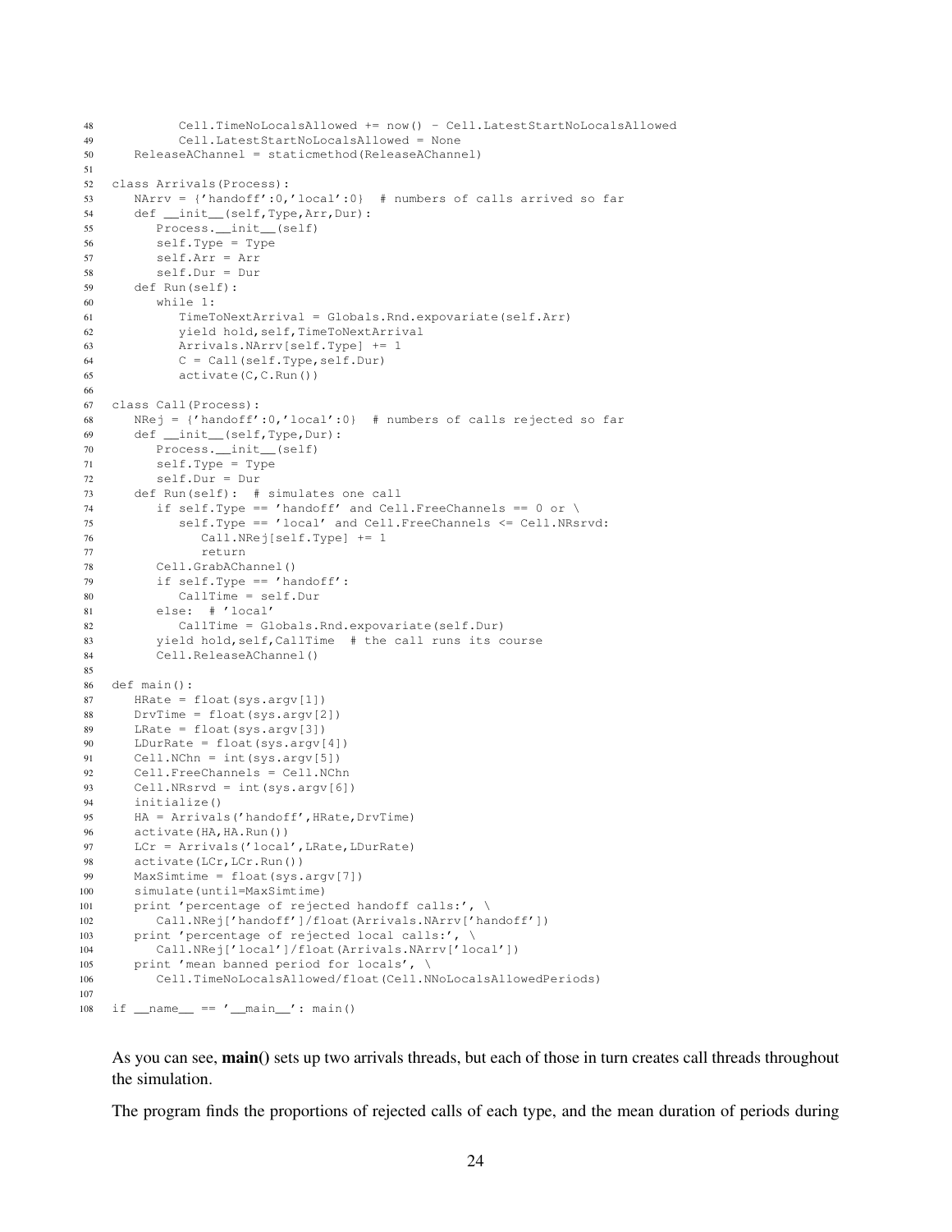```
48          Cell.TimeNoLocalsAllowed += now() - Cell.LatestStartNoLocalsAllowed
49          Cell.LatestStartNoLocalsAllowed = None
50    ReleaseAChannel = staticmethod(ReleaseAChannel)
51
52 class Arrivals(Process):
53    NArrv = {'handoff':0,'local':0}  # numbers of calls arrived so far
54    def __init__(self,Type,Arr,Dur):
55       Process.__init__(self)
56       self.Type = Type
57       self.Arr = Arr
58       self.Dur = Dur
59    def Run(self):
60       while 1:
61          TimeToNextArrival = Globals.Rnd.expovariate(self.Arr)
62          yield hold,self,TimeToNextArrival
63          Arrivals.NArrv[self.Type] += 1
64          C = Call(self.Type,self.Dur)
65          activate(C,C.Run())
66
67 class Call(Process):
68    NRej = {'handoff':0,'local':0}  # numbers of calls rejected so far
69    def __init__(self,Type,Dur):
70       Process.__init__(self)
71       self.Type = Type
72       self.Dur = Dur
73    def Run(self):  # simulates one call
74       if self.Type == 'handoff' and Cell.FreeChannels == 0 or \
75          self.Type == 'local' and Cell.FreeChannels <= Cell.NRsrvd:
76             Call.NRej[self.Type] += 1
77             return
78       Cell.GrabAChannel()
79       if self.Type == 'handoff':
80          CallTime = self.Dur
81       else:  # 'local'
82          CallTime = Globals.Rnd.expovariate(self.Dur)
83       yield hold,self,CallTime  # the call runs its course
84       Cell.ReleaseAChannel()
85
86 def main():
87    HRate = float(sys.argv[1])
88    DrvTime = float(sys.argv[2])
89    LRate = float(sys.argv[3])
90    LDurRate = float(sys.argv[4])
91    Cell.NChn = int(sys.argv[5])
92    Cell.FreeChannels = Cell.NChn
93    Cell.NRsrvd = int(sys.argv[6])
94    initialize()
95    HA = Arrivals('handoff',HRate,DrvTime)
96    activate(HA,HA.Run())
97    LCr = Arrivals('local',LRate,LDurRate)
98    activate(LCr,LCr.Run())
99    MaxSimtime = float(sys.argv[7])
100   simulate(until=MaxSimtime)
101   print 'percentage of rejected handoff calls:', \
102      Call.NRej['handoff']/float(Arrivals.NArrv['handoff'])
103   print 'percentage of rejected local calls:', \
104      Call.NRej['local']/float(Arrivals.NArrv['local'])
105   print 'mean banned period for locals', \
106      Cell.TimeNoLocalsAllowed/float(Cell.NNoLocalsAllowedPeriods)
107
108 if __name__ == '__main__': main()
```

As you can see, **main()** sets up two arrivals threads, but each of those in turn creates call threads throughout the simulation.

The program finds the proportions of rejected calls of each type, and the mean duration of periods during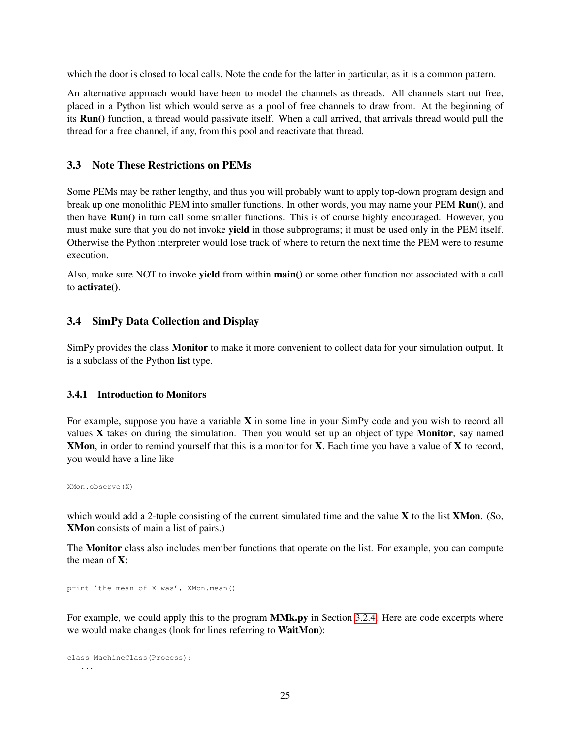which the door is closed to local calls. Note the code for the latter in particular, as it is a common pattern.

An alternative approach would have been to model the channels as threads. All channels start out free, placed in a Python list which would serve as a pool of free channels to draw from. At the beginning of its **Run()** function, a thread would passivate itself. When a call arrived, that arrivals thread would pull the thread for a free channel, if any, from this pool and reactivate that thread.

### 3.3 Note These Restrictions on PEMs

Some PEMs may be rather lengthy, and thus you will probably want to apply top-down program design and break up one monolithic PEM into smaller functions. In other words, you may name your PEM **Run()**, and then have **Run()** in turn call some smaller functions. This is of course highly encouraged. However, you must make sure that you do not invoke **yield** in those subprograms; it must be used only in the PEM itself. Otherwise the Python interpreter would lose track of where to return the next time the PEM were to resume execution.

Also, make sure NOT to invoke **yield** from within **main()** or some other function not associated with a call to **activate()**.

### 3.4 SimPy Data Collection and Display

SimPy provides the class **Monitor** to make it more convenient to collect data for your simulation output. It is a subclass of the Python **list** type.

#### 3.4.1 Introduction to Monitors

For example, suppose you have a variable **X** in some line in your SimPy code and you wish to record all values **X** takes on during the simulation. Then you would set up an object of type **Monitor**, say named **XMon**, in order to remind yourself that this is a monitor for **X**. Each time you have a value of **X** to record, you would have a line like

```
XMon.observe(X)
```

which would add a 2-tuple consisting of the current simulated time and the value **X** to the list **XMon**. (So, **XMon** consists of main a list of pairs.)

The **Monitor** class also includes member functions that operate on the list. For example, you can compute the mean of **X**:

```
print 'the mean of X was', XMon.mean()
```

For example, we could apply this to the program **MMk.py** in Section 3.2.4. Here are code excerpts where we would make changes (look for lines referring to **WaitMon**):

```
class MachineClass(Process):
   ...
```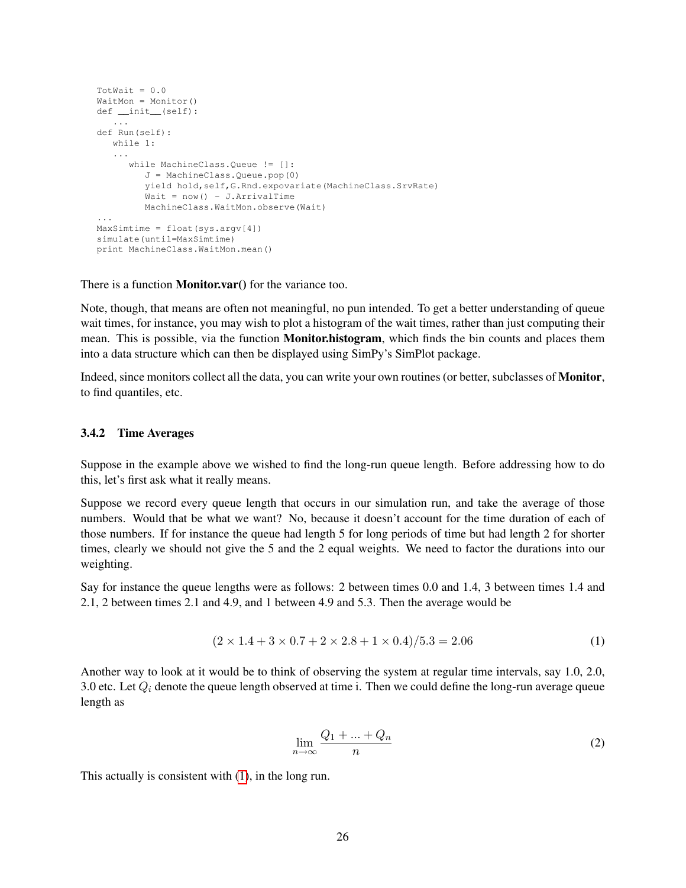```
TotWait = 0.0
WaitMon = Monitor()
def __init__(self):
   ...
def Run(self):
   while 1:
   ...
      while MachineClass.Queue != []:
         J = MachineClass.Queue.pop(0)
         yield hold,self,G.Rnd.expovariate(MachineClass.SrvRate)
         Wait = now() - J.ArrivalTime
         MachineClass.WaitMon.observe(Wait)
...
MaxSimtime = float(sys.argv[4])
simulate(until=MaxSimtime)
print MachineClass.WaitMon.mean()
```

There is a function **Monitor.var()** for the variance too.

Note, though, that means are often not meaningful, no pun intended. To get a better understanding of queue wait times, for instance, you may wish to plot a histogram of the wait times, rather than just computing their mean. This is possible, via the function **Monitor.histogram**, which finds the bin counts and places them into a data structure which can then be displayed using SimPy's SimPlot package.

Indeed, since monitors collect all the data, you can write your own routines (or better, subclasses of **Monitor**, to find quantiles, etc.

### 3.4.2 Time Averages

Suppose in the example above we wished to find the long-run queue length. Before addressing how to do this, let's first ask what it really means.

Suppose we record every queue length that occurs in our simulation run, and take the average of those numbers. Would that be what we want? No, because it doesn't account for the time duration of each of those numbers. If for instance the queue had length 5 for long periods of time but had length 2 for shorter times, clearly we should not give the 5 and the 2 equal weights. We need to factor the durations into our weighting.

Say for instance the queue lengths were as follows: 2 between times 0.0 and 1.4, 3 between times 1.4 and 2.1, 2 between times 2.1 and 4.9, and 1 between 4.9 and 5.3. Then the average would be

$$(2 \times 1.4 + 3 \times 0.7 + 2 \times 2.8 + 1 \times 0.4)/5.3 = 2.06 \tag{1}$$

Another way to look at it would be to think of observing the system at regular time intervals, say 1.0, 2.0, 3.0 etc. Let $Q_i$ denote the queue length observed at time i. Then we could define the long-run average queue length as

$$\lim_{n\to\infty} \frac{Q_1 + ... + Q_n}{n} \tag{2}$$

This actually is consistent with (1), in the long run.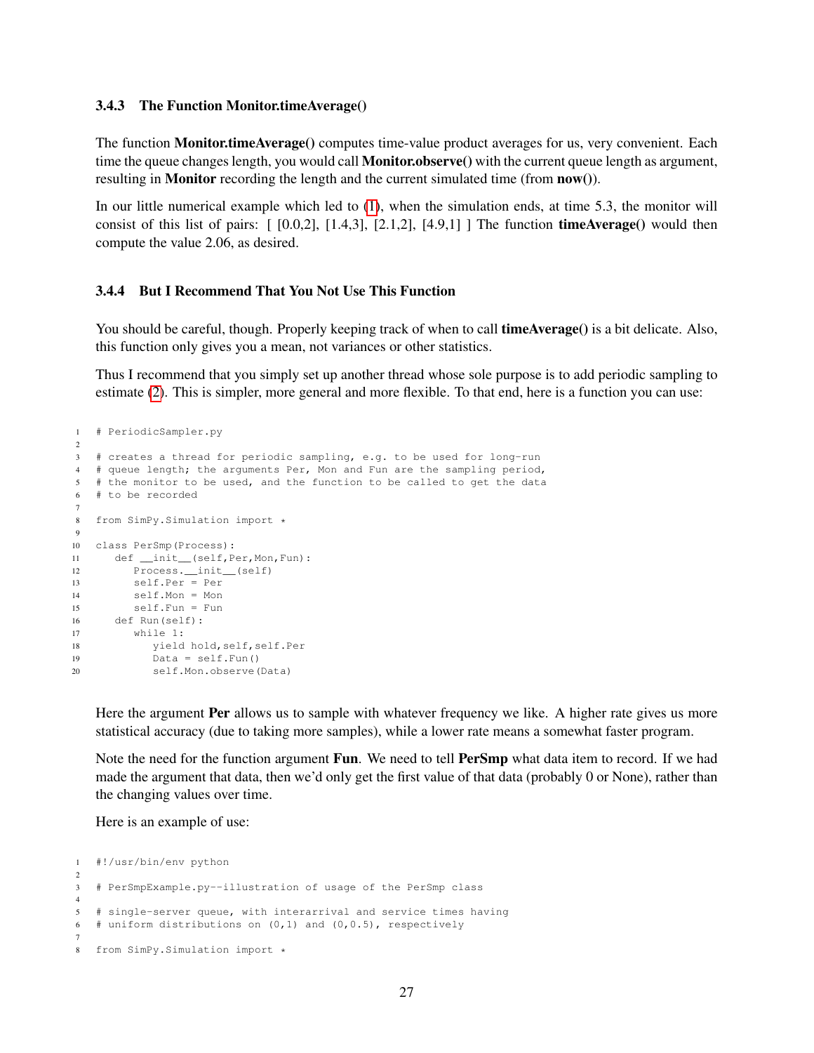### 3.4.3 The Function Monitor.timeAverage()

The function **Monitor.timeAverage()** computes time-value product averages for us, very convenient. Each time the queue changes length, you would call **Monitor.observe()** with the current queue length as argument, resulting in **Monitor** recording the length and the current simulated time (from **now()**).

In our little numerical example which led to (1), when the simulation ends, at time 5.3, the monitor will consist of this list of pairs: [ [0.0,2], [1.4,3], [2.1,2], [4.9,1] ] The function **timeAverage()** would then compute the value 2.06, as desired.

### 3.4.4 But I Recommend That You Not Use This Function

You should be careful, though. Properly keeping track of when to call **timeAverage()** is a bit delicate. Also, this function only gives you a mean, not variances or other statistics.

Thus I recommend that you simply set up another thread whose sole purpose is to add periodic sampling to estimate (2). This is simpler, more general and more flexible. To that end, here is a function you can use:

```
1  # PeriodicSampler.py
2
3  # creates a thread for periodic sampling, e.g. to be used for long-run
4  # queue length; the arguments Per, Mon and Fun are the sampling period,
5  # the monitor to be used, and the function to be called to get the data
6  # to be recorded
7
8  from SimPy.Simulation import *
9
10 class PerSmp(Process):
11    def __init__(self,Per,Mon,Fun):
12       Process.__init__(self)
13       self.Per = Per
14       self.Mon = Mon
15       self.Fun = Fun
16    def Run(self):
17       while 1:
18          yield hold,self,self.Per
19          Data = self.Fun()
20          self.Mon.observe(Data)
```

Here the argument **Per** allows us to sample with whatever frequency we like. A higher rate gives us more statistical accuracy (due to taking more samples), while a lower rate means a somewhat faster program.

Note the need for the function argument **Fun**. We need to tell **PerSmp** what data item to record. If we had made the argument that data, then we'd only get the first value of that data (probably 0 or None), rather than the changing values over time.

Here is an example of use:

```
1  #!/usr/bin/env python
2
3  # PerSmpExample.py--illustration of usage of the PerSmp class
4
5  # single-server queue, with interarrival and service times having
6  # uniform distributions on (0,1) and (0,0.5), respectively
7
8  from SimPy.Simulation import *
```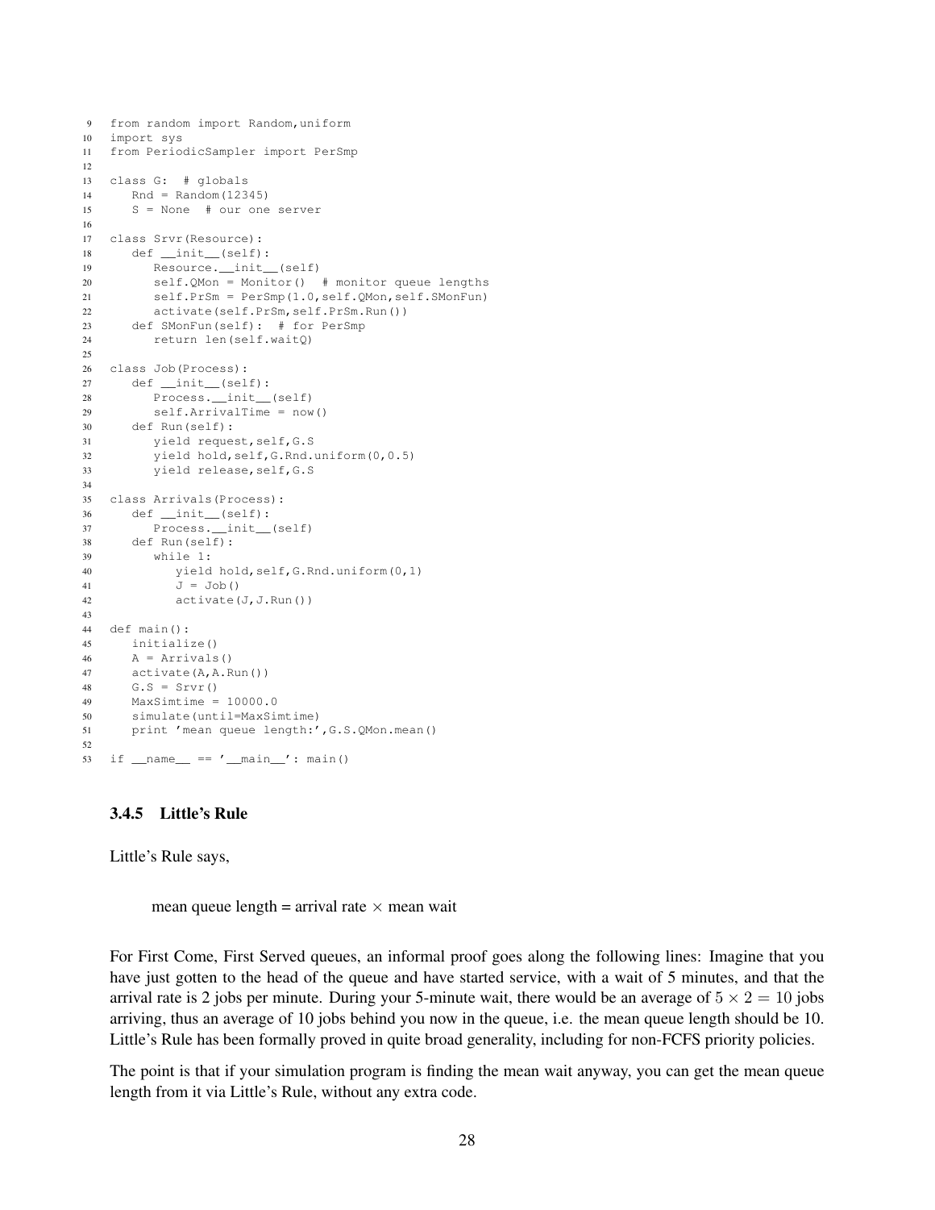```
9  from random import Random,uniform
10 import sys
11 from PeriodicSampler import PerSmp
12
13 class G:  # globals
14    Rnd = Random(12345)
15    S = None  # our one server
16
17 class Srvr(Resource):
18    def __init__(self):
19       Resource.__init__(self)
20       self.QMon = Monitor()  # monitor queue lengths
21       self.PrSm = PerSmp(1.0,self.QMon,self.SMonFun)
22       activate(self.PrSm,self.PrSm.Run())
23    def SMonFun(self):  # for PerSmp
24       return len(self.waitQ)
25
26 class Job(Process):
27    def __init__(self):
28       Process.__init__(self)
29       self.ArrivalTime = now()
30    def Run(self):
31       yield request,self,G.S
32       yield hold,self,G.Rnd.uniform(0,0.5)
33       yield release,self,G.S
34
35 class Arrivals(Process):
36    def __init__(self):
37       Process.__init__(self)
38    def Run(self):
39       while 1:
40          yield hold,self,G.Rnd.uniform(0,1)
41          J = Job()
42          activate(J,J.Run())
43
44 def main():
45    initialize()
46    A = Arrivals()
47    activate(A,A.Run())
48    G.S = Srvr()
49    MaxSimtime = 10000.0
50    simulate(until=MaxSimtime)
51    print 'mean queue length:',G.S.QMon.mean()
52
53 if __name__ == '__main__': main()
```

### 3.4.5 Little's Rule

Little's Rule says,

mean queue length = arrival rate $\times$ mean wait

For First Come, First Served queues, an informal proof goes along the following lines: Imagine that you have just gotten to the head of the queue and have started service, with a wait of 5 minutes, and that the arrival rate is 2 jobs per minute. During your 5-minute wait, there would be an average of $5 \times 2 = 10$ jobs arriving, thus an average of 10 jobs behind you now in the queue, i.e. the mean queue length should be 10. Little's Rule has been formally proved in quite broad generality, including for non-FCFS priority policies.

The point is that if your simulation program is finding the mean wait anyway, you can get the mean queue length from it via Little's Rule, without any extra code.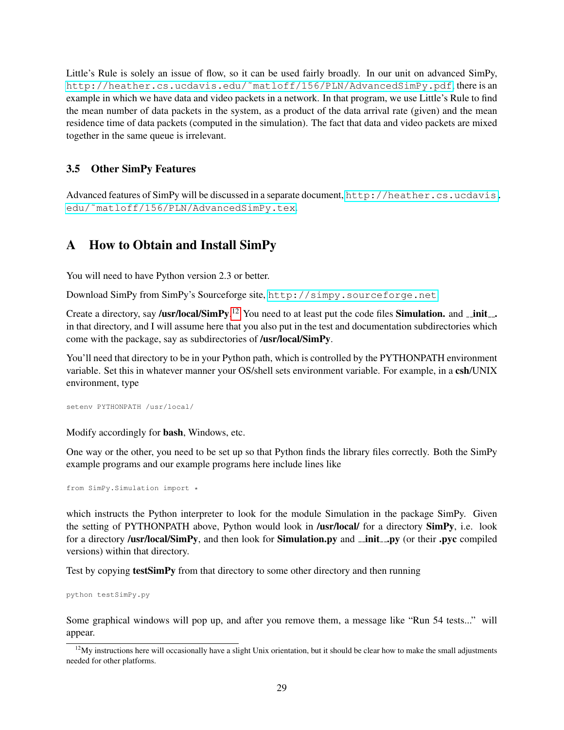Little's Rule is solely an issue of flow, so it can be used fairly broadly. In our unit on advanced SimPy, http://heather.cs.ucdavis.edu/~matloff/156/PLN/AdvancedSimPy.pdf, there is an example in which we have data and video packets in a network. In that program, we use Little's Rule to find the mean number of data packets in the system, as a product of the data arrival rate (given) and the mean residence time of data packets (computed in the simulation). The fact that data and video packets are mixed together in the same queue is irrelevant.

### 3.5 Other SimPy Features

Advanced features of SimPy will be discussed in a separate document, http://heather.cs.ucdavis.edu/~matloff/156/PLN/AdvancedSimPy.tex.

## A How to Obtain and Install SimPy

You will need to have Python version 2.3 or better.

Download SimPy from SimPy's Sourceforge site, http://simpy.sourceforge.net.

Create a directory, say **/usr/local/SimPy**.[12] You need to at least put the code files **Simulation.** and **__init__.** in that directory, and I will assume here that you also put in the test and documentation subdirectories which come with the package, say as subdirectories of **/usr/local/SimPy**.

You'll need that directory to be in your Python path, which is controlled by the PYTHONPATH environment variable. Set this in whatever manner your OS/shell sets environment variable. For example, in a **csh**/UNIX environment, type

```
setenv PYTHONPATH /usr/local/
```

Modify accordingly for **bash**, Windows, etc.

One way or the other, you need to be set up so that Python finds the library files correctly. Both the SimPy example programs and our example programs here include lines like

```
from SimPy.Simulation import *
```

which instructs the Python interpreter to look for the module Simulation in the package SimPy. Given the setting of PYTHONPATH above, Python would look in **/usr/local/** for a directory **SimPy**, i.e. look for a directory **/usr/local/SimPy**, and then look for **Simulation.py** and **__init__.py** (or their **.pyc** compiled versions) within that directory.

Test by copying **testSimPy** from that directory to some other directory and then running

```
python testSimPy.py
```

Some graphical windows will pop up, and after you remove them, a message like "Run 54 tests..." will appear.

[12] My instructions here will occasionally have a slight Unix orientation, but it should be clear how to make the small adjustments needed for other platforms.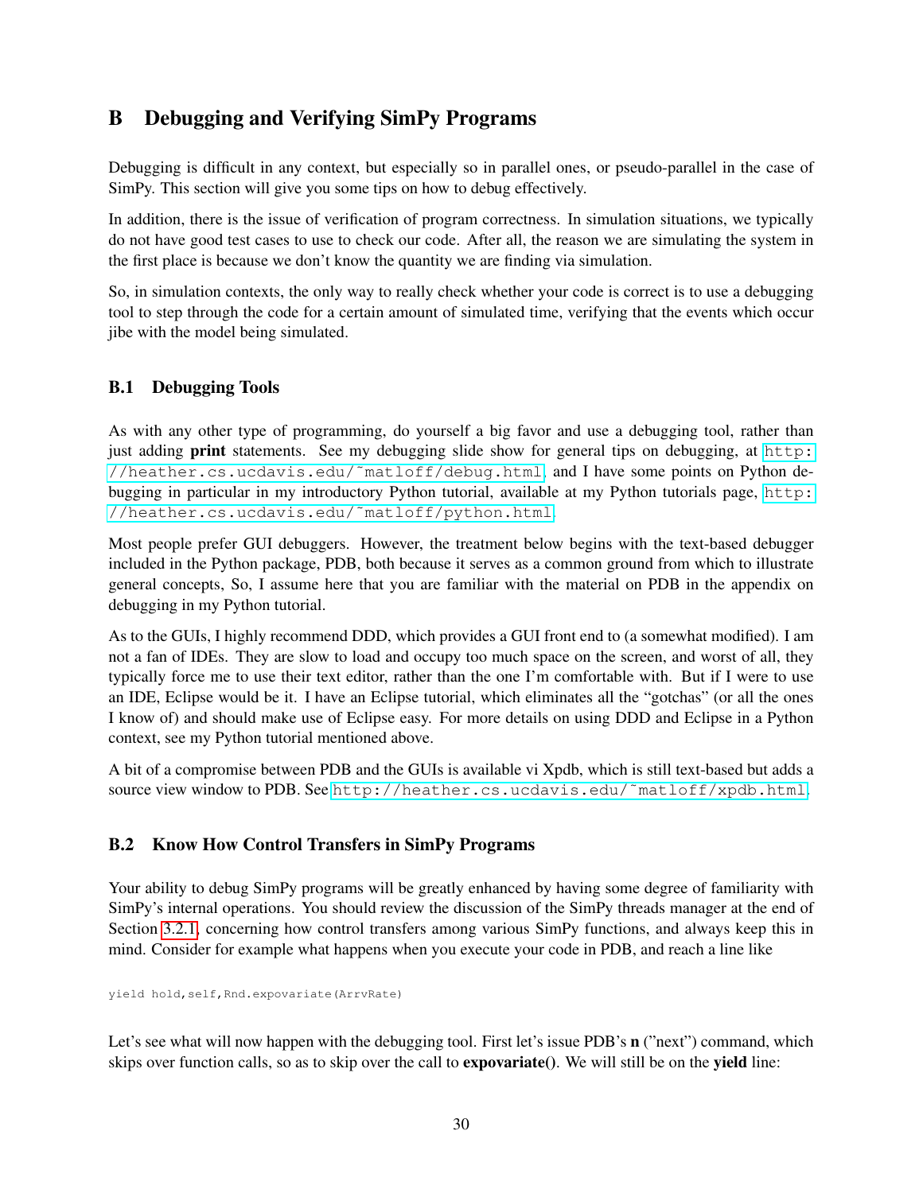## B Debugging and Verifying SimPy Programs

Debugging is difficult in any context, but especially so in parallel ones, or pseudo-parallel in the case of SimPy. This section will give you some tips on how to debug effectively.

In addition, there is the issue of verification of program correctness. In simulation situations, we typically do not have good test cases to use to check our code. After all, the reason we are simulating the system in the first place is because we don't know the quantity we are finding via simulation.

So, in simulation contexts, the only way to really check whether your code is correct is to use a debugging tool to step through the code for a certain amount of simulated time, verifying that the events which occur jibe with the model being simulated.

### B.1 Debugging Tools

As with any other type of programming, do yourself a big favor and use a debugging tool, rather than just adding **print** statements. See my debugging slide show for general tips on debugging, at `http://heather.cs.ucdavis.edu/~matloff/debug.html`, and I have some points on Python debugging in particular in my introductory Python tutorial, available at my Python tutorials page, `http://heather.cs.ucdavis.edu/~matloff/python.html`.

Most people prefer GUI debuggers. However, the treatment below begins with the text-based debugger included in the Python package, PDB, both because it serves as a common ground from which to illustrate general concepts, So, I assume here that you are familiar with the material on PDB in the appendix on debugging in my Python tutorial.

As to the GUIs, I highly recommend DDD, which provides a GUI front end to (a somewhat modified). I am not a fan of IDEs. They are slow to load and occupy too much space on the screen, and worst of all, they typically force me to use their text editor, rather than the one I'm comfortable with. But if I were to use an IDE, Eclipse would be it. I have an Eclipse tutorial, which eliminates all the "gotchas" (or all the ones I know of) and should make use of Eclipse easy. For more details on using DDD and Eclipse in a Python context, see my Python tutorial mentioned above.

A bit of a compromise between PDB and the GUIs is available vi Xpdb, which is still text-based but adds a source view window to PDB. See `http://heather.cs.ucdavis.edu/~matloff/xpdb.html`.

### B.2 Know How Control Transfers in SimPy Programs

Your ability to debug SimPy programs will be greatly enhanced by having some degree of familiarity with SimPy's internal operations. You should review the discussion of the SimPy threads manager at the end of Section 3.2.1, concerning how control transfers among various SimPy functions, and always keep this in mind. Consider for example what happens when you execute your code in PDB, and reach a line like

```
yield hold,self,Rnd.expovariate(ArrvRate)
```

Let's see what will now happen with the debugging tool. First let's issue PDB's **n** ("next") command, which skips over function calls, so as to skip over the call to **expovariate()**. We will still be on the **yield** line: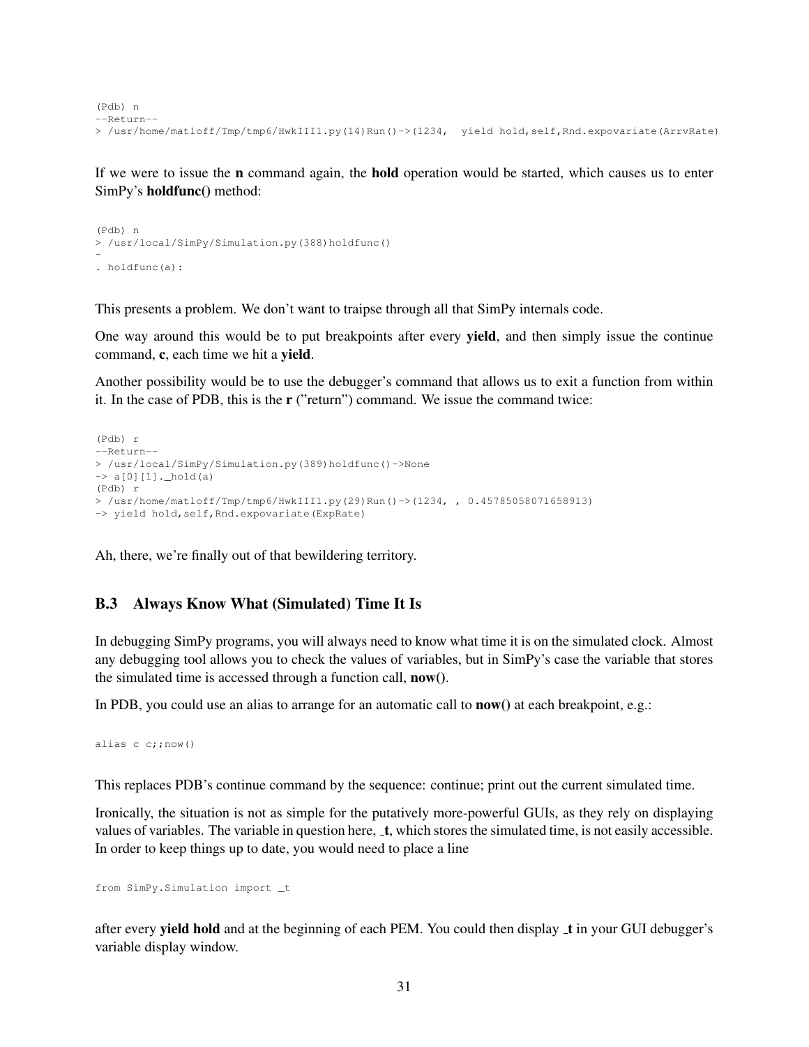```
(Pdb) n
--Return--
> /usr/home/matloff/Tmp/tmp6/HwkIII1.py(14)Run()->(1234,  yield hold,self,Rnd.expovariate(ArrvRate)
```

If we were to issue the **n** command again, the **hold** operation would be started, which causes us to enter SimPy's **holdfunc()** method:

```
(Pdb) n
> /usr/local/SimPy/Simulation.py(388)holdfunc()
-
. holdfunc(a):
```

This presents a problem. We don't want to traipse through all that SimPy internals code.

One way around this would be to put breakpoints after every **yield**, and then simply issue the continue command, **c**, each time we hit a **yield**.

Another possibility would be to use the debugger's command that allows us to exit a function from within it. In the case of PDB, this is the **r** ("return") command. We issue the command twice:

```
(Pdb) r
--Return--
> /usr/local/SimPy/Simulation.py(389)holdfunc()->None
-> a[0][1]._hold(a)
(Pdb) r
> /usr/home/matloff/Tmp/tmp6/HwkIII1.py(29)Run()->(1234, , 0.45785058071658913)
-> yield hold,self,Rnd.expovariate(ExpRate)
```

Ah, there, we're finally out of that bewildering territory.

### B.3 Always Know What (Simulated) Time It Is

In debugging SimPy programs, you will always need to know what time it is on the simulated clock. Almost any debugging tool allows you to check the values of variables, but in SimPy's case the variable that stores the simulated time is accessed through a function call, **now()**.

In PDB, you could use an alias to arrange for an automatic call to **now()** at each breakpoint, e.g.:

```
alias c c;;now()
```

This replaces PDB's continue command by the sequence: continue; print out the current simulated time.

Ironically, the situation is not as simple for the putatively more-powerful GUIs, as they rely on displaying values of variables. The variable in question here, **_t**, which stores the simulated time, is not easily accessible. In order to keep things up to date, you would need to place a line

```
from SimPy.Simulation import _t
```

after every **yield hold** and at the beginning of each PEM. You could then display **_t** in your GUI debugger's variable display window.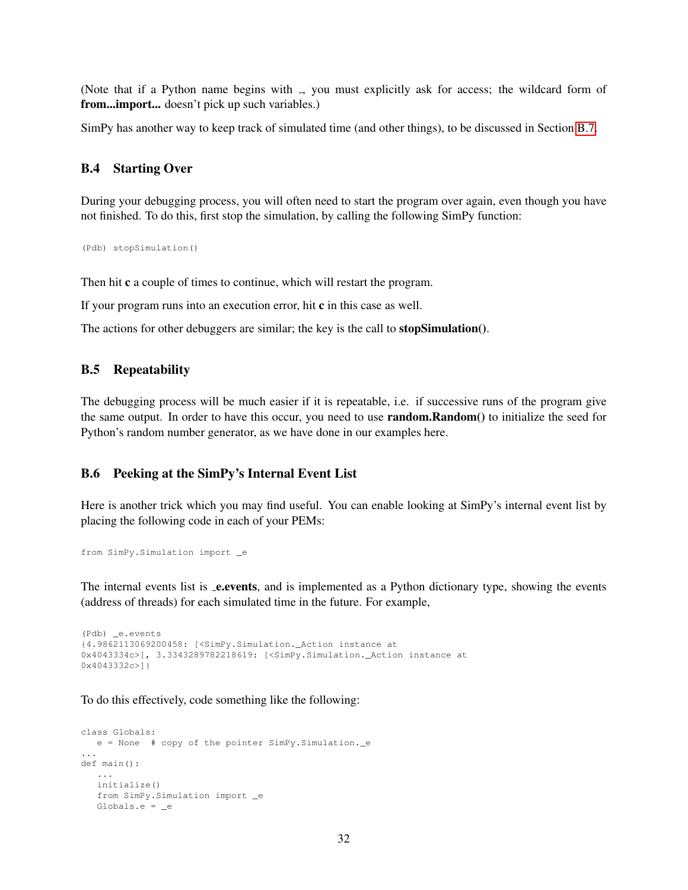(Note that if a Python name begins with _, you must explicitly ask for access; the wildcard form of **from...import...** doesn't pick up such variables.)

SimPy has another way to keep track of simulated time (and other things), to be discussed in Section B.7.

### B.4 Starting Over

During your debugging process, you will often need to start the program over again, even though you have not finished. To do this, first stop the simulation, by calling the following SimPy function:

```
(Pdb) stopSimulation()
```

Then hit **c** a couple of times to continue, which will restart the program.

If your program runs into an execution error, hit **c** in this case as well.

The actions for other debuggers are similar; the key is the call to **stopSimulation()**.

### B.5 Repeatability

The debugging process will be much easier if it is repeatable, i.e. if successive runs of the program give the same output. In order to have this occur, you need to use **random.Random()** to initialize the seed for Python's random number generator, as we have done in our examples here.

### B.6 Peeking at the SimPy's Internal Event List

Here is another trick which you may find useful. You can enable looking at SimPy's internal event list by placing the following code in each of your PEMs:

```
from SimPy.Simulation import _e
```

The internal events list is **_e.events**, and is implemented as a Python dictionary type, showing the events (address of threads) for each simulated time in the future. For example,

```
(Pdb) _e.events
{4.9862113069200458: [<SimPy.Simulation._Action instance at
0x4043334c>], 3.3343289782218619: [<SimPy.Simulation._Action instance at
0x4043332c>]}
```

To do this effectively, code something like the following:

```
class Globals:
   e = None  # copy of the pointer SimPy.Simulation._e
...
def main():
   ...
   initialize()
   from SimPy.Simulation import _e
   Globals.e = _e
```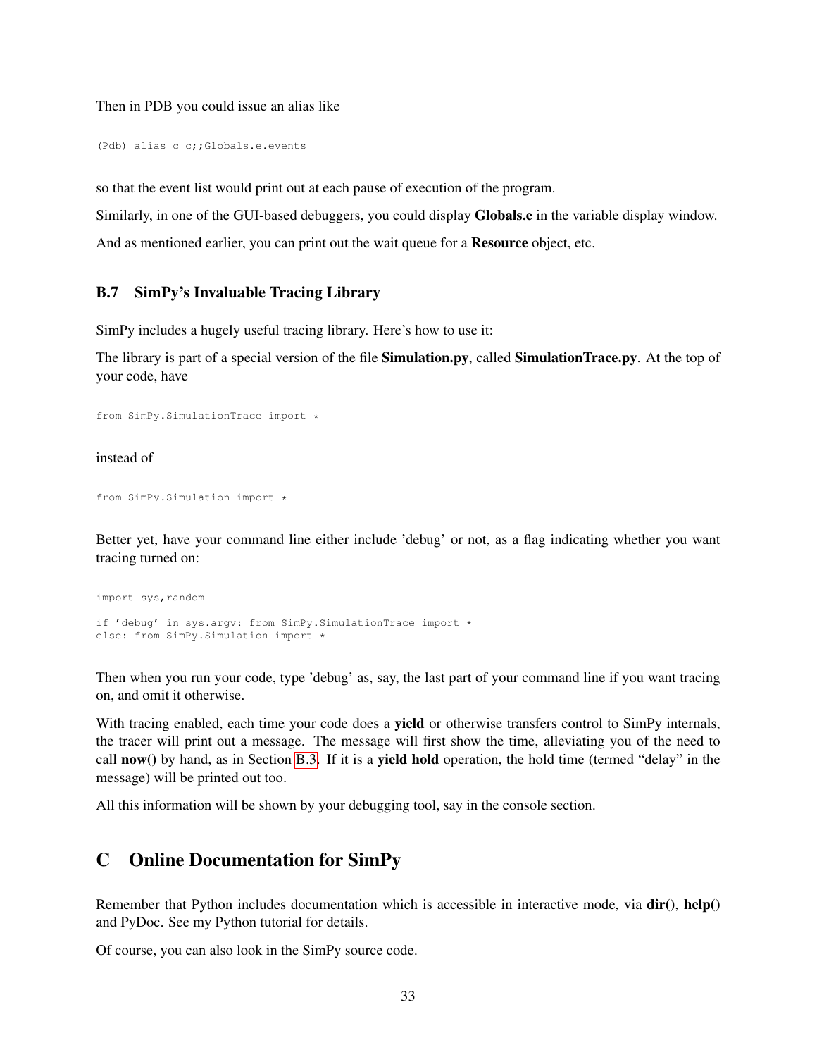Then in PDB you could issue an alias like

```
(Pdb) alias c c;;Globals.e.events
```

so that the event list would print out at each pause of execution of the program.

Similarly, in one of the GUI-based debuggers, you could display **Globals.e** in the variable display window.

And as mentioned earlier, you can print out the wait queue for a **Resource** object, etc.

### B.7 SimPy's Invaluable Tracing Library

SimPy includes a hugely useful tracing library. Here's how to use it:

The library is part of a special version of the file **Simulation.py**, called **SimulationTrace.py**. At the top of your code, have

```
from SimPy.SimulationTrace import *
```

instead of

```
from SimPy.Simulation import *
```

Better yet, have your command line either include 'debug' or not, as a flag indicating whether you want tracing turned on:

```
import sys,random

if 'debug' in sys.argv: from SimPy.SimulationTrace import *
else: from SimPy.Simulation import *
```

Then when you run your code, type 'debug' as, say, the last part of your command line if you want tracing on, and omit it otherwise.

With tracing enabled, each time your code does a **yield** or otherwise transfers control to SimPy internals, the tracer will print out a message. The message will first show the time, alleviating you of the need to call **now()** by hand, as in Section B.3. If it is a **yield hold** operation, the hold time (termed "delay" in the message) will be printed out too.

All this information will be shown by your debugging tool, say in the console section.

## C Online Documentation for SimPy

Remember that Python includes documentation which is accessible in interactive mode, via **dir()**, **help()** and PyDoc. See my Python tutorial for details.

Of course, you can also look in the SimPy source code.